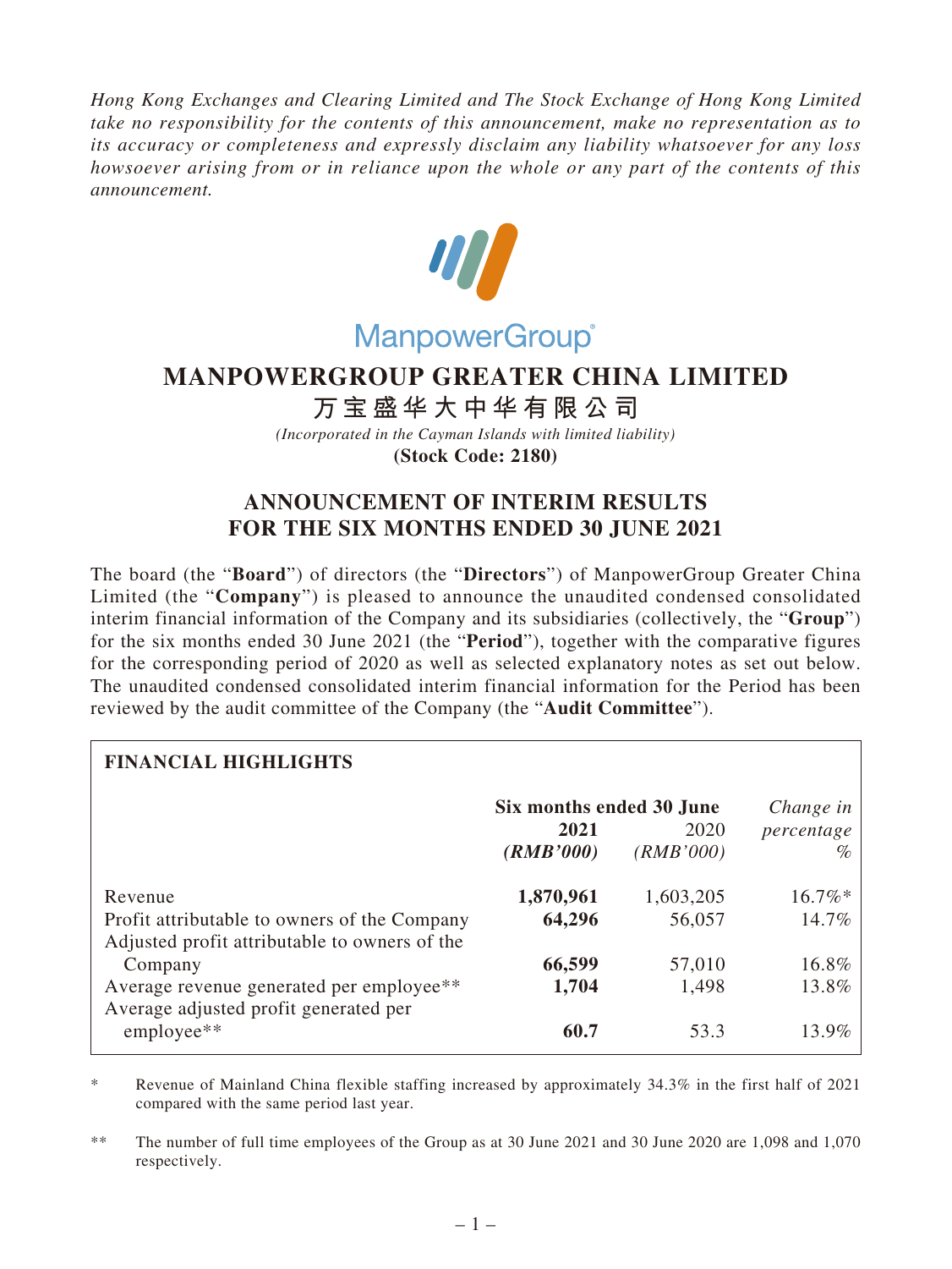*Hong Kong Exchanges and Clearing Limited and The Stock Exchange of Hong Kong Limited take no responsibility for the contents of this announcement, make no representation as to its accuracy or completeness and expressly disclaim any liability whatsoever for any loss howsoever arising from or in reliance upon the whole or any part of the contents of this announcement.*

ManpowerGroup®

# MANPOWERGROUP GREATER CHINA LIMITED

## 万宝盛华大中华有限公司

*(Incorporated in the Cayman Islands with limited liability)*

**(Stock Code: 2180)**

# ANNOUNCEMENT OF INTERIM RESULTS FOR THE SIX MONTHS ENDED 30 JUNE 2021

The board (the "**Board**") of directors (the "**Directors**") of ManpowerGroup Greater China Limited (the "**Company**") is pleased to announce the unaudited condensed consolidated interim financial information of the Company and its subsidiaries (collectively, the "**Group**") for the six months ended 30 June 2021 (the "**Period**"), together with the comparative figures for the corresponding period of 2020 as well as selected explanatory notes as set out below. The unaudited condensed consolidated interim financial information for the Period has been reviewed by the audit committee of the Company (the "**Audit Committee**").

**FINANCIAL HIGHLIGHTS**

| | **Six months ended 30 June** | | *Change in* |
|---|---|---|---|
| | **2021** | 2020 | *percentage* |
| | ***(RMB'000)*** | *(RMB'000)* | *%* |
| Revenue | **1,870,961** | 1,603,205 | 16.7%* |
| Profit attributable to owners of the Company | **64,296** | 56,057 | 14.7% |
| Adjusted profit attributable to owners of the Company | **66,599** | 57,010 | 16.8% |
| Average revenue generated per employee** | **1,704** | 1,498 | 13.8% |
| Average adjusted profit generated per employee** | **60.7** | 53.3 | 13.9% |

\* Revenue of Mainland China flexible staffing increased by approximately 34.3% in the first half of 2021 compared with the same period last year.

\*\* The number of full time employees of the Group as at 30 June 2021 and 30 June 2020 are 1,098 and 1,070 respectively.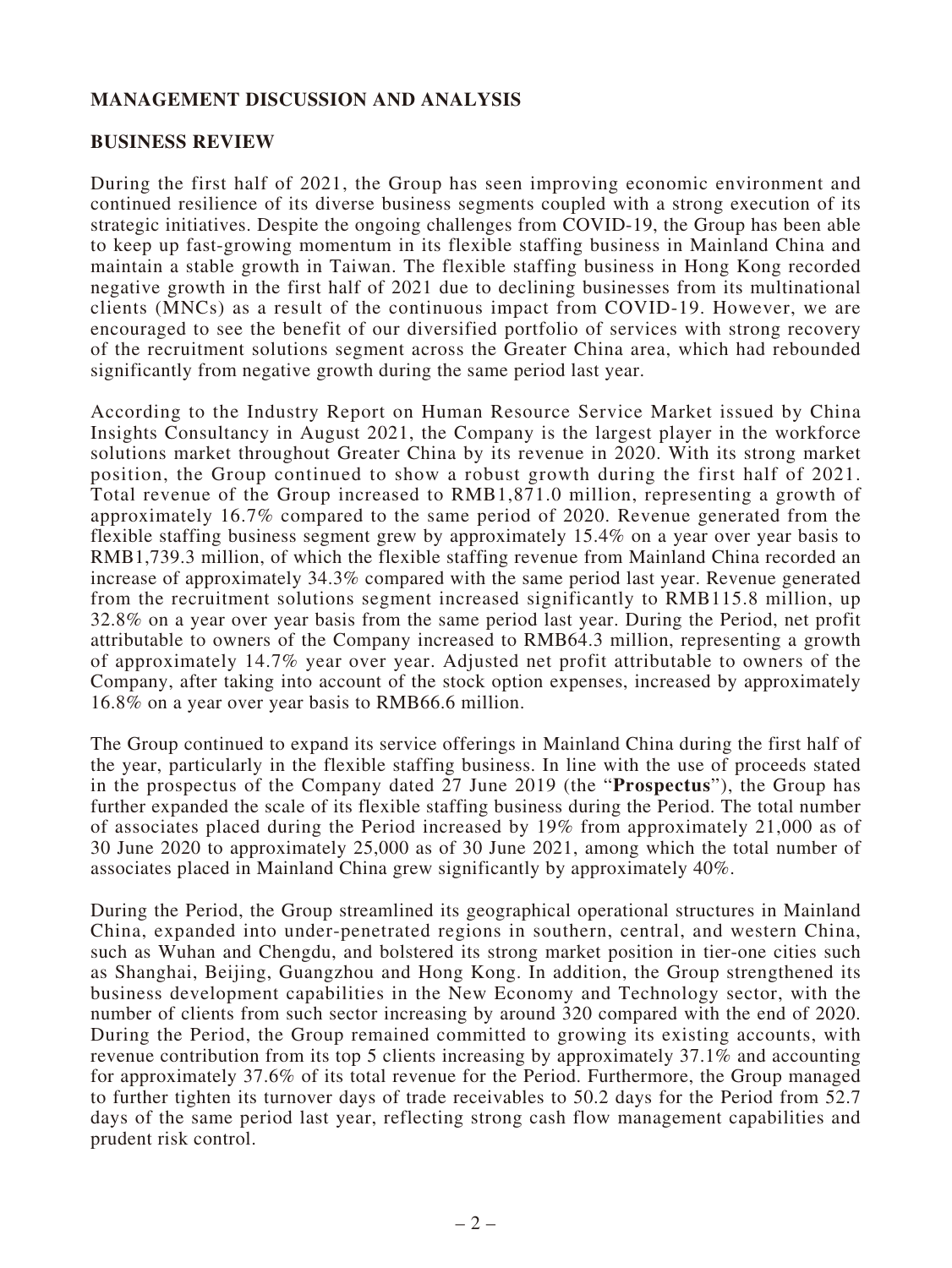## MANAGEMENT DISCUSSION AND ANALYSIS

### BUSINESS REVIEW

During the first half of 2021, the Group has seen improving economic environment and continued resilience of its diverse business segments coupled with a strong execution of its strategic initiatives. Despite the ongoing challenges from COVID-19, the Group has been able to keep up fast-growing momentum in its flexible staffing business in Mainland China and maintain a stable growth in Taiwan. The flexible staffing business in Hong Kong recorded negative growth in the first half of 2021 due to declining businesses from its multinational clients (MNCs) as a result of the continuous impact from COVID-19. However, we are encouraged to see the benefit of our diversified portfolio of services with strong recovery of the recruitment solutions segment across the Greater China area, which had rebounded significantly from negative growth during the same period last year.

According to the Industry Report on Human Resource Service Market issued by China Insights Consultancy in August 2021, the Company is the largest player in the workforce solutions market throughout Greater China by its revenue in 2020. With its strong market position, the Group continued to show a robust growth during the first half of 2021. Total revenue of the Group increased to RMB1,871.0 million, representing a growth of approximately 16.7% compared to the same period of 2020. Revenue generated from the flexible staffing business segment grew by approximately 15.4% on a year over year basis to RMB1,739.3 million, of which the flexible staffing revenue from Mainland China recorded an increase of approximately 34.3% compared with the same period last year. Revenue generated from the recruitment solutions segment increased significantly to RMB115.8 million, up 32.8% on a year over year basis from the same period last year. During the Period, net profit attributable to owners of the Company increased to RMB64.3 million, representing a growth of approximately 14.7% year over year. Adjusted net profit attributable to owners of the Company, after taking into account of the stock option expenses, increased by approximately 16.8% on a year over year basis to RMB66.6 million.

The Group continued to expand its service offerings in Mainland China during the first half of the year, particularly in the flexible staffing business. In line with the use of proceeds stated in the prospectus of the Company dated 27 June 2019 (the "**Prospectus**"), the Group has further expanded the scale of its flexible staffing business during the Period. The total number of associates placed during the Period increased by 19% from approximately 21,000 as of 30 June 2020 to approximately 25,000 as of 30 June 2021, among which the total number of associates placed in Mainland China grew significantly by approximately 40%.

During the Period, the Group streamlined its geographical operational structures in Mainland China, expanded into under-penetrated regions in southern, central, and western China, such as Wuhan and Chengdu, and bolstered its strong market position in tier-one cities such as Shanghai, Beijing, Guangzhou and Hong Kong. In addition, the Group strengthened its business development capabilities in the New Economy and Technology sector, with the number of clients from such sector increasing by around 320 compared with the end of 2020. During the Period, the Group remained committed to growing its existing accounts, with revenue contribution from its top 5 clients increasing by approximately 37.1% and accounting for approximately 37.6% of its total revenue for the Period. Furthermore, the Group managed to further tighten its turnover days of trade receivables to 50.2 days for the Period from 52.7 days of the same period last year, reflecting strong cash flow management capabilities and prudent risk control.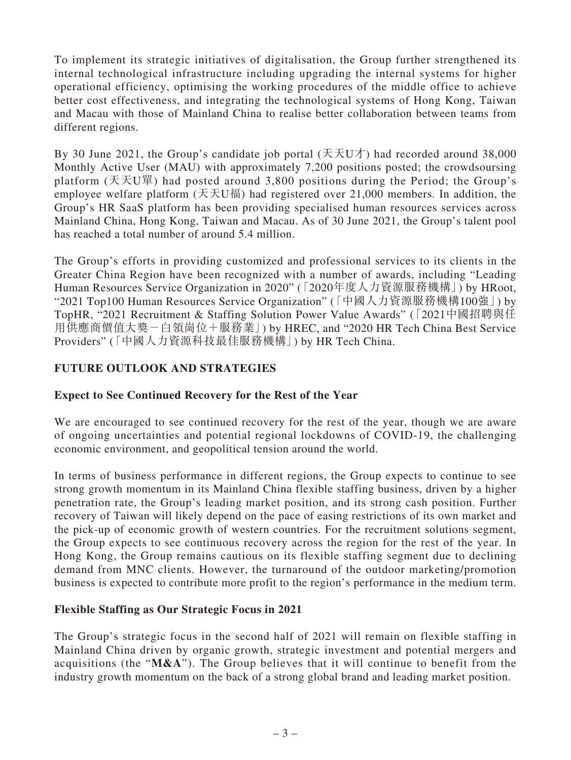To implement its strategic initiatives of digitalisation, the Group further strengthened its internal technological infrastructure including upgrading the internal systems for higher operational efficiency, optimising the working procedures of the middle office to achieve better cost effectiveness, and integrating the technological systems of Hong Kong, Taiwan and Macau with those of Mainland China to realise better collaboration between teams from different regions.

By 30 June 2021, the Group's candidate job portal (天天U才) had recorded around 38,000 Monthly Active User (MAU) with approximately 7,200 positions posted; the crowdsoursing platform (天天U單) had posted around 3,800 positions during the Period; the Group's employee welfare platform (天天U福) had registered over 21,000 members. In addition, the Group's HR SaaS platform has been providing specialised human resources services across Mainland China, Hong Kong, Taiwan and Macau. As of 30 June 2021, the Group's talent pool has reached a total number of around 5.4 million.

The Group's efforts in providing customized and professional services to its clients in the Greater China Region have been recognized with a number of awards, including "Leading Human Resources Service Organization in 2020" (「2020年度人力資源服務機構」) by HRoot, "2021 Top100 Human Resources Service Organization" (「中國人力資源服務機構100強」) by TopHR, "2021 Recruitment & Staffing Solution Power Value Awards" (「2021中國招聘與任用供應商價值大獎－白領崗位＋服務業」) by HREC, and "2020 HR Tech China Best Service Providers" (「中國人力資源科技最佳服務機構」) by HR Tech China.

## FUTURE OUTLOOK AND STRATEGIES

### Expect to See Continued Recovery for the Rest of the Year

We are encouraged to see continued recovery for the rest of the year, though we are aware of ongoing uncertainties and potential regional lockdowns of COVID-19, the challenging economic environment, and geopolitical tension around the world.

In terms of business performance in different regions, the Group expects to continue to see strong growth momentum in its Mainland China flexible staffing business, driven by a higher penetration rate, the Group's leading market position, and its strong cash position. Further recovery of Taiwan will likely depend on the pace of easing restrictions of its own market and the pick-up of economic growth of western countries. For the recruitment solutions segment, the Group expects to see continuous recovery across the region for the rest of the year. In Hong Kong, the Group remains cautious on its flexible staffing segment due to declining demand from MNC clients. However, the turnaround of the outdoor marketing/promotion business is expected to contribute more profit to the region's performance in the medium term.

### Flexible Staffing as Our Strategic Focus in 2021

The Group's strategic focus in the second half of 2021 will remain on flexible staffing in Mainland China driven by organic growth, strategic investment and potential mergers and acquisitions (the "**M&A**"). The Group believes that it will continue to benefit from the industry growth momentum on the back of a strong global brand and leading market position.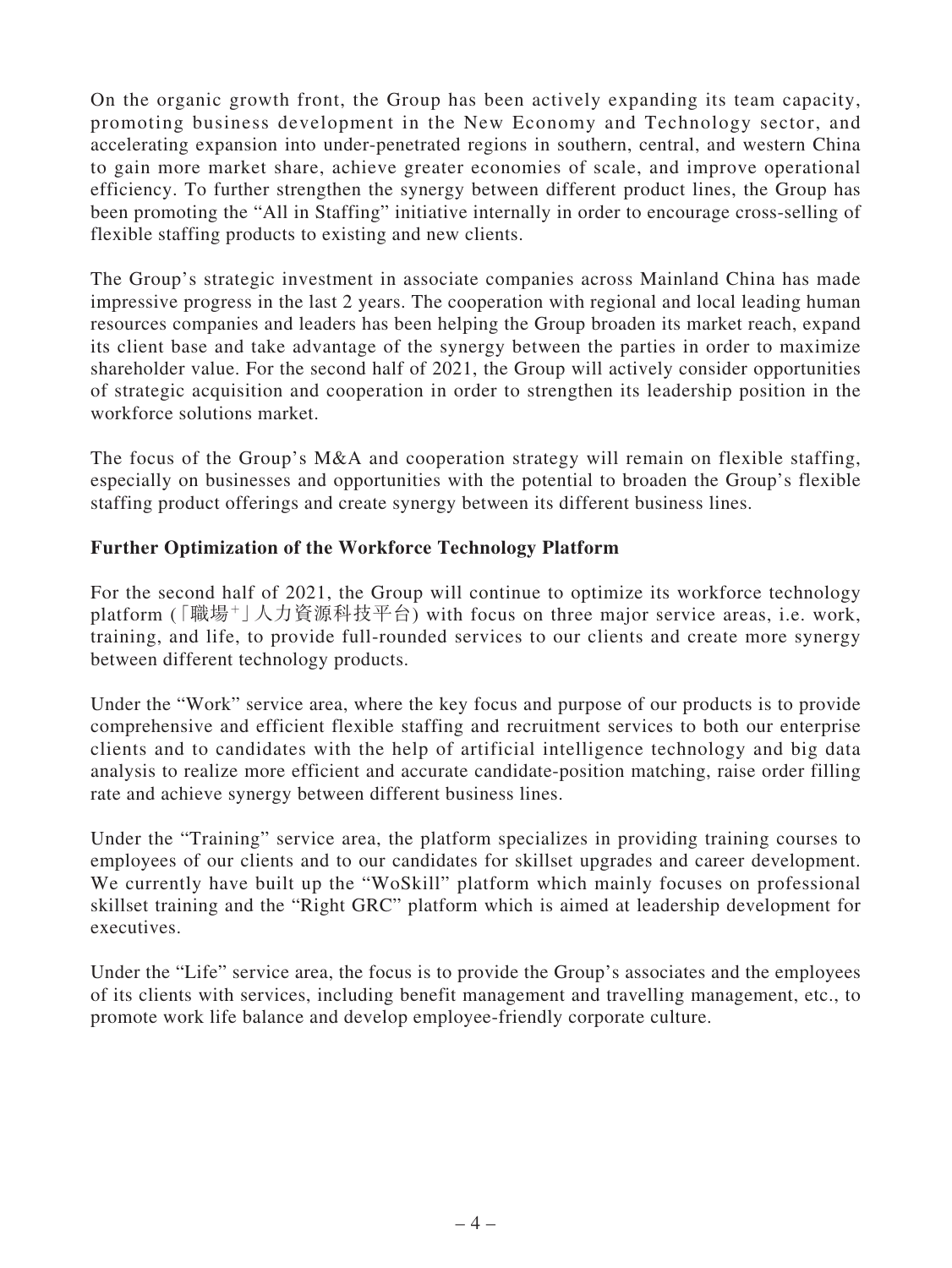On the organic growth front, the Group has been actively expanding its team capacity, promoting business development in the New Economy and Technology sector, and accelerating expansion into under-penetrated regions in southern, central, and western China to gain more market share, achieve greater economies of scale, and improve operational efficiency. To further strengthen the synergy between different product lines, the Group has been promoting the "All in Staffing" initiative internally in order to encourage cross-selling of flexible staffing products to existing and new clients.

The Group's strategic investment in associate companies across Mainland China has made impressive progress in the last 2 years. The cooperation with regional and local leading human resources companies and leaders has been helping the Group broaden its market reach, expand its client base and take advantage of the synergy between the parties in order to maximize shareholder value. For the second half of 2021, the Group will actively consider opportunities of strategic acquisition and cooperation in order to strengthen its leadership position in the workforce solutions market.

The focus of the Group's M&A and cooperation strategy will remain on flexible staffing, especially on businesses and opportunities with the potential to broaden the Group's flexible staffing product offerings and create synergy between its different business lines.

**Further Optimization of the Workforce Technology Platform**

For the second half of 2021, the Group will continue to optimize its workforce technology platform (「職場+」人力資源科技平台) with focus on three major service areas, i.e. work, training, and life, to provide full-rounded services to our clients and create more synergy between different technology products.

Under the "Work" service area, where the key focus and purpose of our products is to provide comprehensive and efficient flexible staffing and recruitment services to both our enterprise clients and to candidates with the help of artificial intelligence technology and big data analysis to realize more efficient and accurate candidate-position matching, raise order filling rate and achieve synergy between different business lines.

Under the "Training" service area, the platform specializes in providing training courses to employees of our clients and to our candidates for skillset upgrades and career development. We currently have built up the "WoSkill" platform which mainly focuses on professional skillset training and the "Right GRC" platform which is aimed at leadership development for executives.

Under the "Life" service area, the focus is to provide the Group's associates and the employees of its clients with services, including benefit management and travelling management, etc., to promote work life balance and develop employee-friendly corporate culture.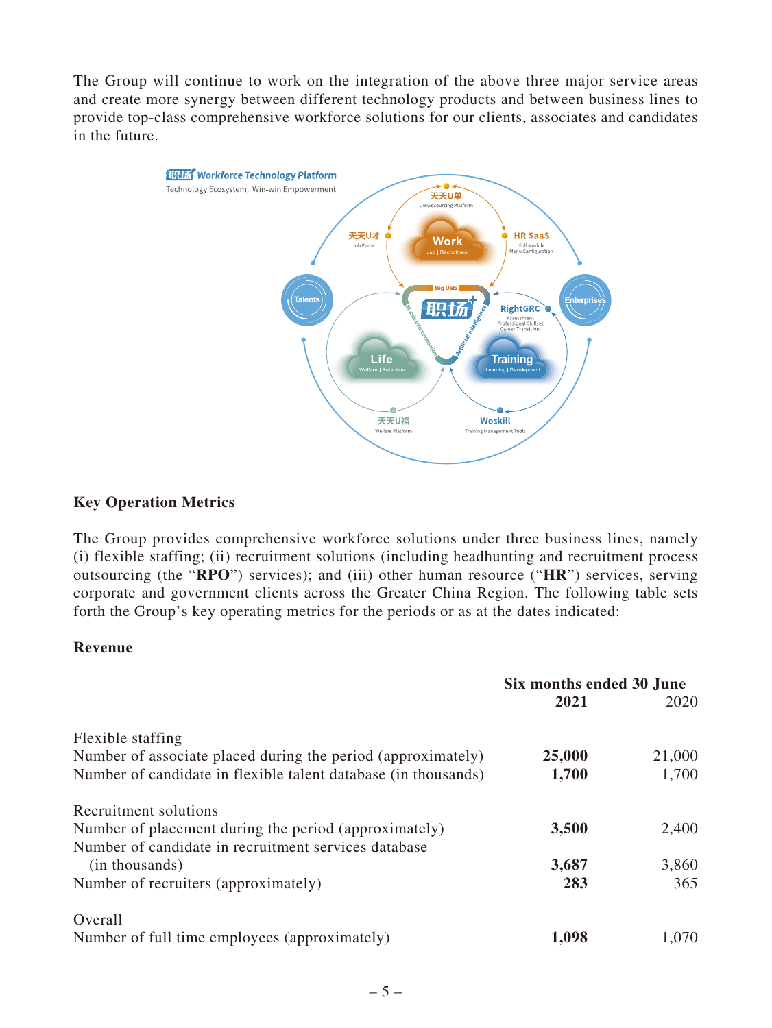The Group will continue to work on the integration of the above three major service areas and create more synergy between different technology products and between business lines to provide top-class comprehensive workforce solutions for our clients, associates and candidates in the future.

### Key Operation Metrics

The Group provides comprehensive workforce solutions under three business lines, namely (i) flexible staffing; (ii) recruitment solutions (including headhunting and recruitment process outsourcing (the "**RPO**") services); and (iii) other human resource ("**HR**") services, serving corporate and government clients across the Greater China Region. The following table sets forth the Group's key operating metrics for the periods or as at the dates indicated:

#### Revenue

| | Six months ended 30 June | |
|---|---|---|
| | **2021** | 2020 |
| Flexible staffing | | |
| Number of associate placed during the period (approximately) | **25,000** | 21,000 |
| Number of candidate in flexible talent database (in thousands) | **1,700** | 1,700 |
| Recruitment solutions | | |
| Number of placement during the period (approximately) | **3,500** | 2,400 |
| Number of candidate in recruitment services database (in thousands) | **3,687** | 3,860 |
| Number of recruiters (approximately) | **283** | 365 |
| Overall | | |
| Number of full time employees (approximately) | **1,098** | 1,070 |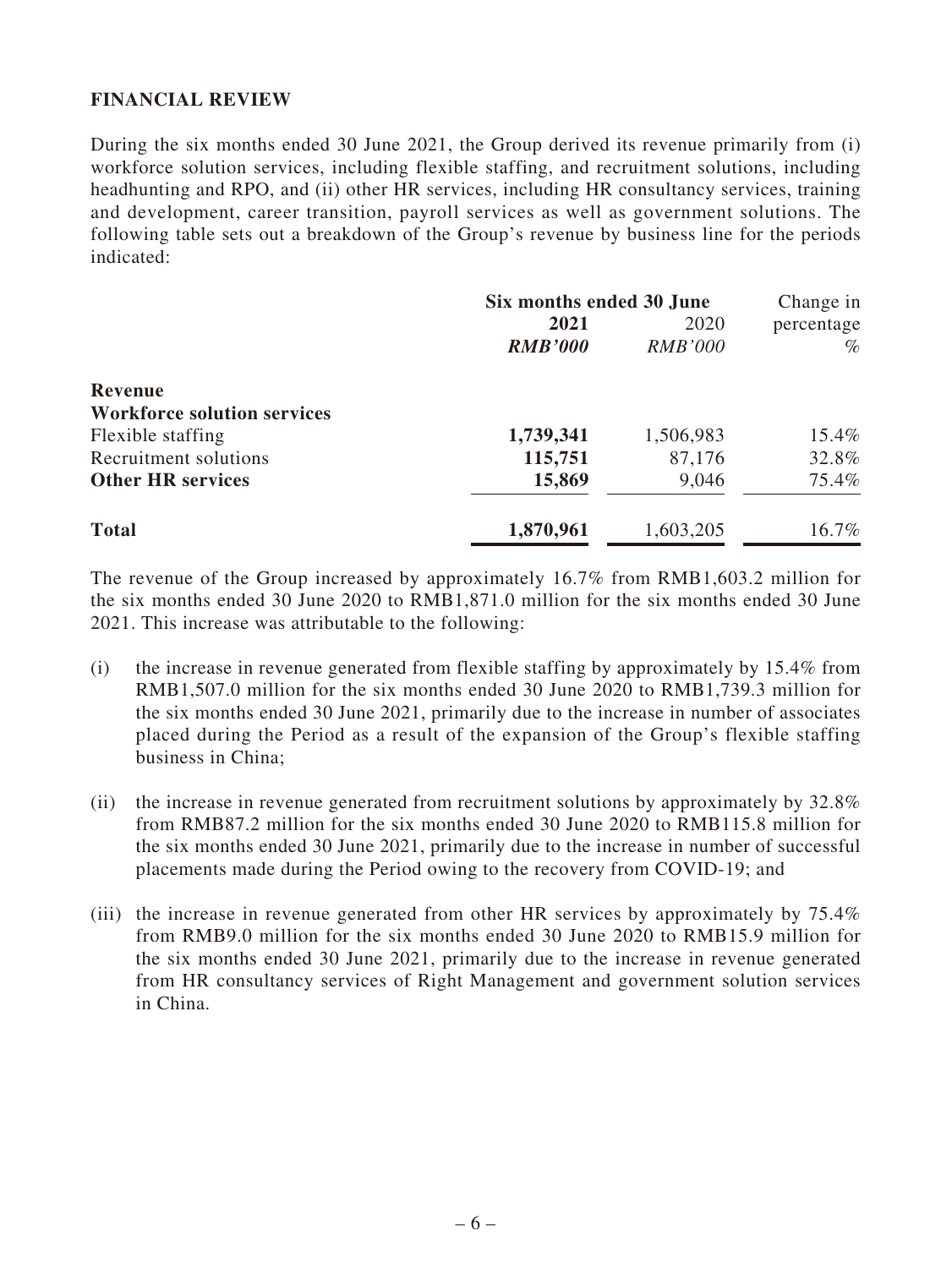**FINANCIAL REVIEW**

During the six months ended 30 June 2021, the Group derived its revenue primarily from (i) workforce solution services, including flexible staffing, and recruitment solutions, including headhunting and RPO, and (ii) other HR services, including HR consultancy services, training and development, career transition, payroll services as well as government solutions. The following table sets out a breakdown of the Group's revenue by business line for the periods indicated:

| | Six months ended 30 June | | Change in |
|---|---|---|---|
| | **2021** | 2020 | percentage |
| | ***RMB'000*** | *RMB'000* | % |
| **Revenue** | | | |
| **Workforce solution services** | | | |
| Flexible staffing | **1,739,341** | 1,506,983 | 15.4% |
| Recruitment solutions | **115,751** | 87,176 | 32.8% |
| **Other HR services** | **15,869** | 9,046 | 75.4% |
| **Total** | **1,870,961** | 1,603,205 | 16.7% |

The revenue of the Group increased by approximately 16.7% from RMB1,603.2 million for the six months ended 30 June 2020 to RMB1,871.0 million for the six months ended 30 June 2021. This increase was attributable to the following:

(i) the increase in revenue generated from flexible staffing by approximately by 15.4% from RMB1,507.0 million for the six months ended 30 June 2020 to RMB1,739.3 million for the six months ended 30 June 2021, primarily due to the increase in number of associates placed during the Period as a result of the expansion of the Group's flexible staffing business in China;

(ii) the increase in revenue generated from recruitment solutions by approximately by 32.8% from RMB87.2 million for the six months ended 30 June 2020 to RMB115.8 million for the six months ended 30 June 2021, primarily due to the increase in number of successful placements made during the Period owing to the recovery from COVID-19; and

(iii) the increase in revenue generated from other HR services by approximately by 75.4% from RMB9.0 million for the six months ended 30 June 2020 to RMB15.9 million for the six months ended 30 June 2021, primarily due to the increase in revenue generated from HR consultancy services of Right Management and government solution services in China.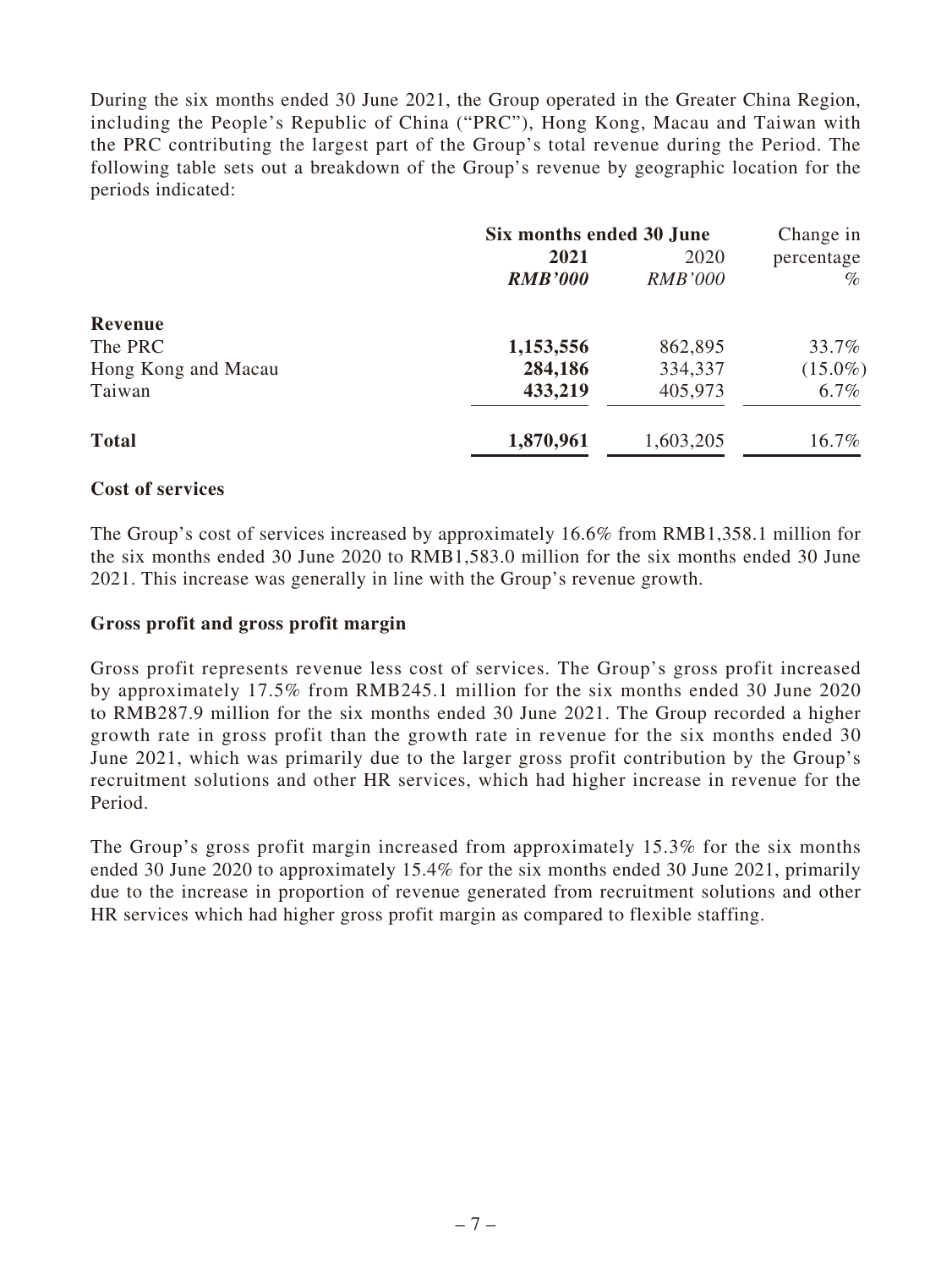During the six months ended 30 June 2021, the Group operated in the Greater China Region, including the People's Republic of China ("PRC"), Hong Kong, Macau and Taiwan with the PRC contributing the largest part of the Group's total revenue during the Period. The following table sets out a breakdown of the Group's revenue by geographic location for the periods indicated:

| | Six months ended 30 June | | Change in |
|---|---|---|---|
| | **2021** | 2020 | percentage |
| | ***RMB'000*** | *RMB'000* | % |
| **Revenue** | | | |
| The PRC | **1,153,556** | 862,895 | 33.7% |
| Hong Kong and Macau | **284,186** | 334,337 | (15.0%) |
| Taiwan | **433,219** | 405,973 | 6.7% |
| **Total** | **1,870,961** | 1,603,205 | 16.7% |

**Cost of services**

The Group's cost of services increased by approximately 16.6% from RMB1,358.1 million for the six months ended 30 June 2020 to RMB1,583.0 million for the six months ended 30 June 2021. This increase was generally in line with the Group's revenue growth.

**Gross profit and gross profit margin**

Gross profit represents revenue less cost of services. The Group's gross profit increased by approximately 17.5% from RMB245.1 million for the six months ended 30 June 2020 to RMB287.9 million for the six months ended 30 June 2021. The Group recorded a higher growth rate in gross profit than the growth rate in revenue for the six months ended 30 June 2021, which was primarily due to the larger gross profit contribution by the Group's recruitment solutions and other HR services, which had higher increase in revenue for the Period.

The Group's gross profit margin increased from approximately 15.3% for the six months ended 30 June 2020 to approximately 15.4% for the six months ended 30 June 2021, primarily due to the increase in proportion of revenue generated from recruitment solutions and other HR services which had higher gross profit margin as compared to flexible staffing.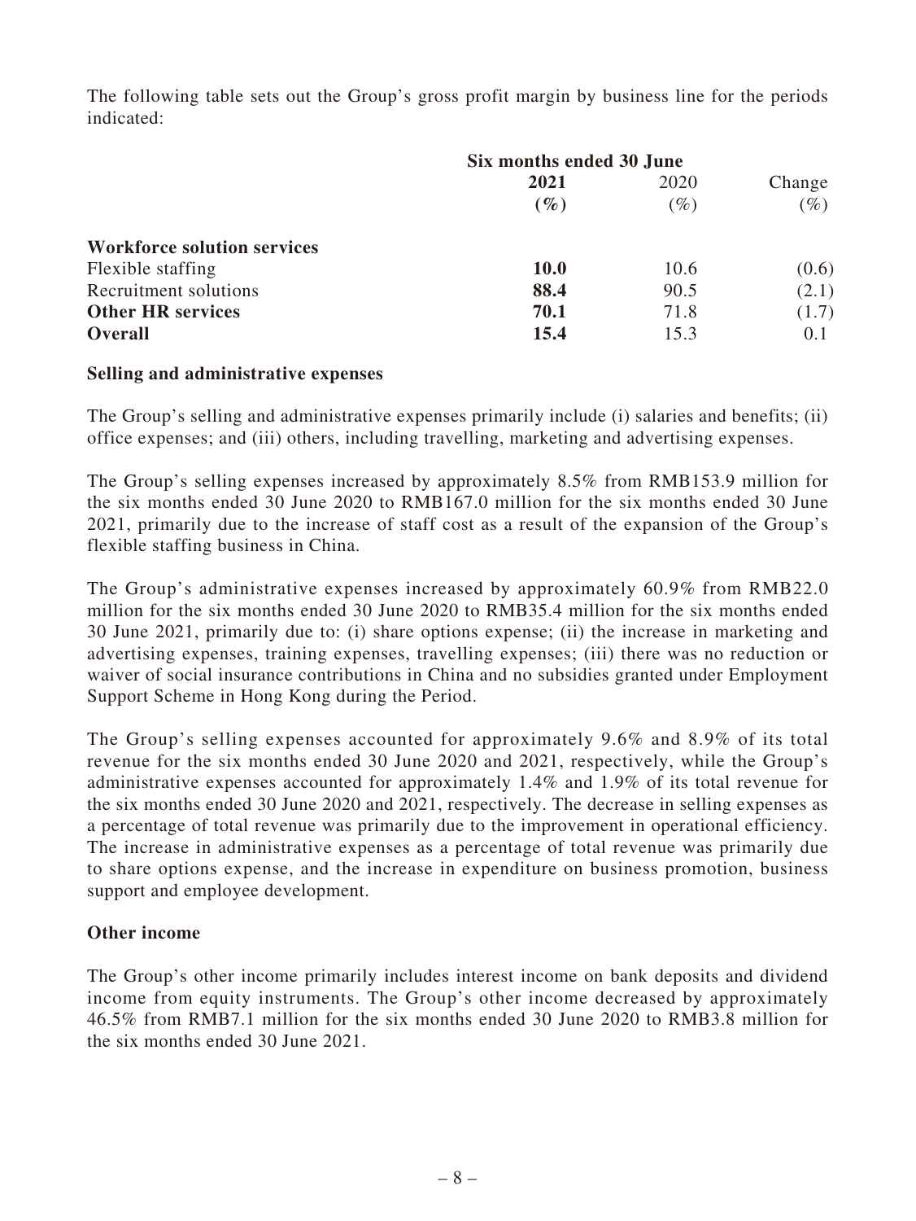The following table sets out the Group's gross profit margin by business line for the periods indicated:

| | Six months ended 30 June | | |
|---|---|---|---|
| | **2021** | 2020 | Change |
| | **(%)** | (%) | (%) |
| **Workforce solution services** | | | |
| Flexible staffing | **10.0** | 10.6 | (0.6) |
| Recruitment solutions | **88.4** | 90.5 | (2.1) |
| **Other HR services** | **70.1** | 71.8 | (1.7) |
| **Overall** | **15.4** | 15.3 | 0.1 |

**Selling and administrative expenses**

The Group's selling and administrative expenses primarily include (i) salaries and benefits; (ii) office expenses; and (iii) others, including travelling, marketing and advertising expenses.

The Group's selling expenses increased by approximately 8.5% from RMB153.9 million for the six months ended 30 June 2020 to RMB167.0 million for the six months ended 30 June 2021, primarily due to the increase of staff cost as a result of the expansion of the Group's flexible staffing business in China.

The Group's administrative expenses increased by approximately 60.9% from RMB22.0 million for the six months ended 30 June 2020 to RMB35.4 million for the six months ended 30 June 2021, primarily due to: (i) share options expense; (ii) the increase in marketing and advertising expenses, training expenses, travelling expenses; (iii) there was no reduction or waiver of social insurance contributions in China and no subsidies granted under Employment Support Scheme in Hong Kong during the Period.

The Group's selling expenses accounted for approximately 9.6% and 8.9% of its total revenue for the six months ended 30 June 2020 and 2021, respectively, while the Group's administrative expenses accounted for approximately 1.4% and 1.9% of its total revenue for the six months ended 30 June 2020 and 2021, respectively. The decrease in selling expenses as a percentage of total revenue was primarily due to the improvement in operational efficiency. The increase in administrative expenses as a percentage of total revenue was primarily due to share options expense, and the increase in expenditure on business promotion, business support and employee development.

**Other income**

The Group's other income primarily includes interest income on bank deposits and dividend income from equity instruments. The Group's other income decreased by approximately 46.5% from RMB7.1 million for the six months ended 30 June 2020 to RMB3.8 million for the six months ended 30 June 2021.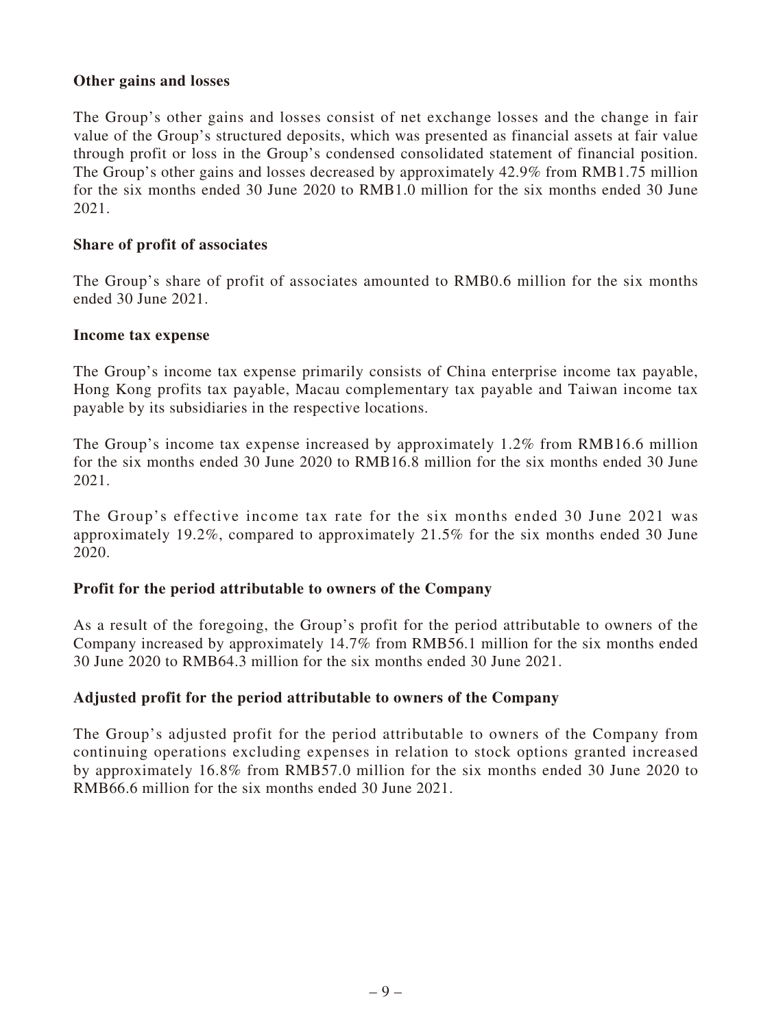**Other gains and losses**

The Group's other gains and losses consist of net exchange losses and the change in fair value of the Group's structured deposits, which was presented as financial assets at fair value through profit or loss in the Group's condensed consolidated statement of financial position. The Group's other gains and losses decreased by approximately 42.9% from RMB1.75 million for the six months ended 30 June 2020 to RMB1.0 million for the six months ended 30 June 2021.

**Share of profit of associates**

The Group's share of profit of associates amounted to RMB0.6 million for the six months ended 30 June 2021.

**Income tax expense**

The Group's income tax expense primarily consists of China enterprise income tax payable, Hong Kong profits tax payable, Macau complementary tax payable and Taiwan income tax payable by its subsidiaries in the respective locations.

The Group's income tax expense increased by approximately 1.2% from RMB16.6 million for the six months ended 30 June 2020 to RMB16.8 million for the six months ended 30 June 2021.

The Group's effective income tax rate for the six months ended 30 June 2021 was approximately 19.2%, compared to approximately 21.5% for the six months ended 30 June 2020.

**Profit for the period attributable to owners of the Company**

As a result of the foregoing, the Group's profit for the period attributable to owners of the Company increased by approximately 14.7% from RMB56.1 million for the six months ended 30 June 2020 to RMB64.3 million for the six months ended 30 June 2021.

**Adjusted profit for the period attributable to owners of the Company**

The Group's adjusted profit for the period attributable to owners of the Company from continuing operations excluding expenses in relation to stock options granted increased by approximately 16.8% from RMB57.0 million for the six months ended 30 June 2020 to RMB66.6 million for the six months ended 30 June 2021.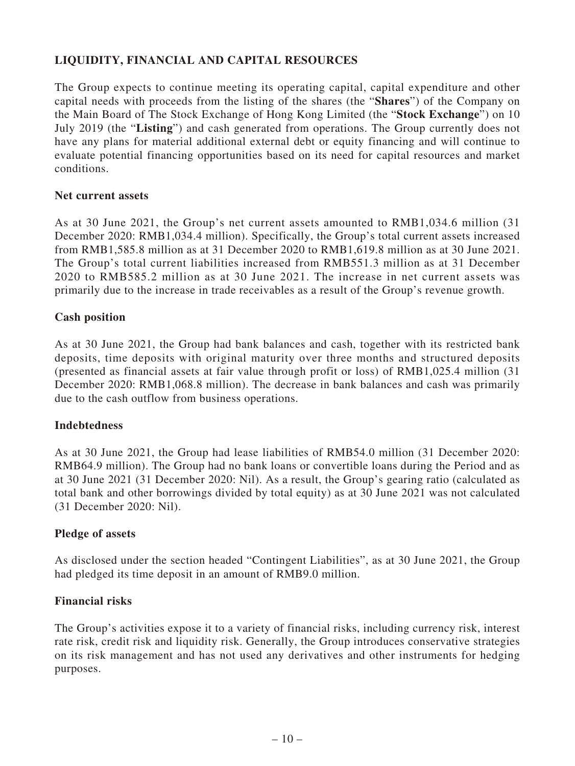## LIQUIDITY, FINANCIAL AND CAPITAL RESOURCES

The Group expects to continue meeting its operating capital, capital expenditure and other capital needs with proceeds from the listing of the shares (the "**Shares**") of the Company on the Main Board of The Stock Exchange of Hong Kong Limited (the "**Stock Exchange**") on 10 July 2019 (the "**Listing**") and cash generated from operations. The Group currently does not have any plans for material additional external debt or equity financing and will continue to evaluate potential financing opportunities based on its need for capital resources and market conditions.

### Net current assets

As at 30 June 2021, the Group's net current assets amounted to RMB1,034.6 million (31 December 2020: RMB1,034.4 million). Specifically, the Group's total current assets increased from RMB1,585.8 million as at 31 December 2020 to RMB1,619.8 million as at 30 June 2021. The Group's total current liabilities increased from RMB551.3 million as at 31 December 2020 to RMB585.2 million as at 30 June 2021. The increase in net current assets was primarily due to the increase in trade receivables as a result of the Group's revenue growth.

### Cash position

As at 30 June 2021, the Group had bank balances and cash, together with its restricted bank deposits, time deposits with original maturity over three months and structured deposits (presented as financial assets at fair value through profit or loss) of RMB1,025.4 million (31 December 2020: RMB1,068.8 million). The decrease in bank balances and cash was primarily due to the cash outflow from business operations.

### Indebtedness

As at 30 June 2021, the Group had lease liabilities of RMB54.0 million (31 December 2020: RMB64.9 million). The Group had no bank loans or convertible loans during the Period and as at 30 June 2021 (31 December 2020: Nil). As a result, the Group's gearing ratio (calculated as total bank and other borrowings divided by total equity) as at 30 June 2021 was not calculated (31 December 2020: Nil).

### Pledge of assets

As disclosed under the section headed "Contingent Liabilities", as at 30 June 2021, the Group had pledged its time deposit in an amount of RMB9.0 million.

### Financial risks

The Group's activities expose it to a variety of financial risks, including currency risk, interest rate risk, credit risk and liquidity risk. Generally, the Group introduces conservative strategies on its risk management and has not used any derivatives and other instruments for hedging purposes.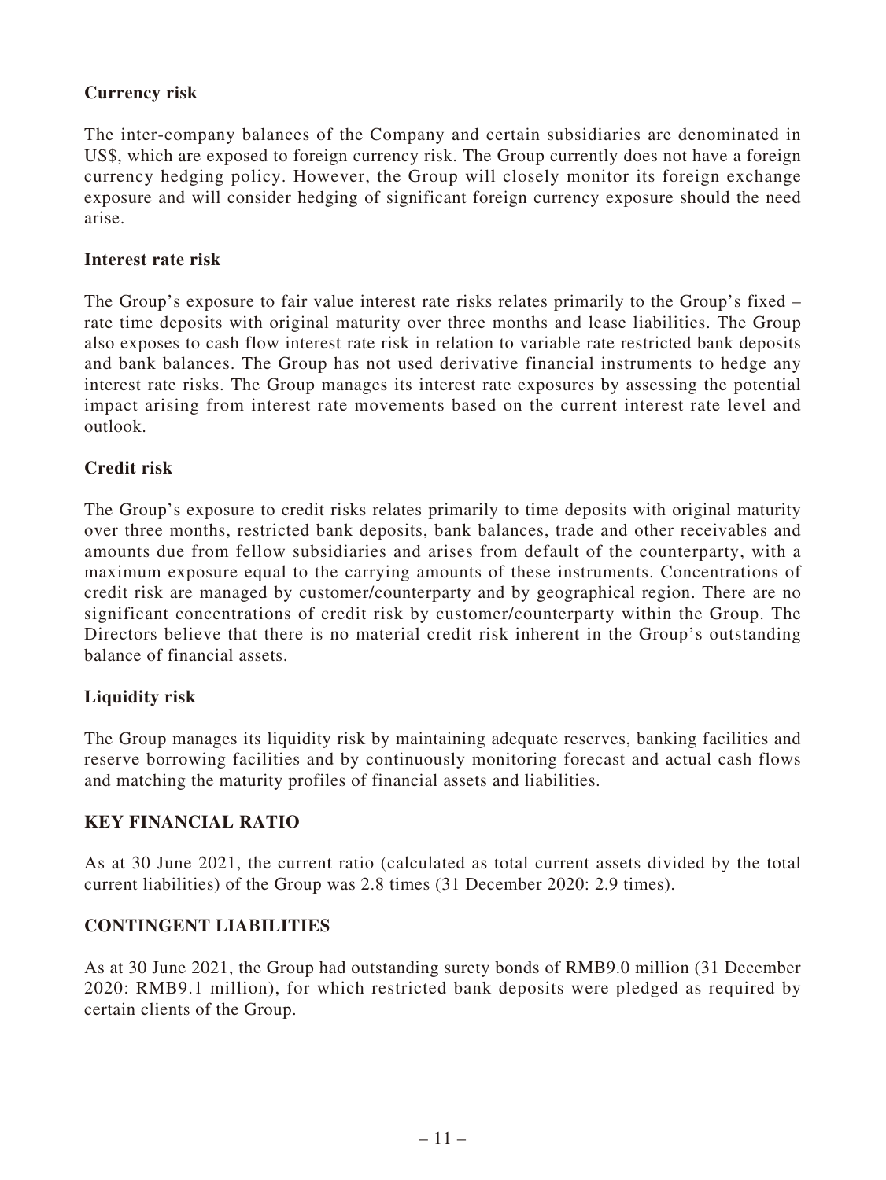**Currency risk**

The inter-company balances of the Company and certain subsidiaries are denominated in US$, which are exposed to foreign currency risk. The Group currently does not have a foreign currency hedging policy. However, the Group will closely monitor its foreign exchange exposure and will consider hedging of significant foreign currency exposure should the need arise.

**Interest rate risk**

The Group's exposure to fair value interest rate risks relates primarily to the Group's fixed – rate time deposits with original maturity over three months and lease liabilities. The Group also exposes to cash flow interest rate risk in relation to variable rate restricted bank deposits and bank balances. The Group has not used derivative financial instruments to hedge any interest rate risks. The Group manages its interest rate exposures by assessing the potential impact arising from interest rate movements based on the current interest rate level and outlook.

**Credit risk**

The Group's exposure to credit risks relates primarily to time deposits with original maturity over three months, restricted bank deposits, bank balances, trade and other receivables and amounts due from fellow subsidiaries and arises from default of the counterparty, with a maximum exposure equal to the carrying amounts of these instruments. Concentrations of credit risk are managed by customer/counterparty and by geographical region. There are no significant concentrations of credit risk by customer/counterparty within the Group. The Directors believe that there is no material credit risk inherent in the Group's outstanding balance of financial assets.

**Liquidity risk**

The Group manages its liquidity risk by maintaining adequate reserves, banking facilities and reserve borrowing facilities and by continuously monitoring forecast and actual cash flows and matching the maturity profiles of financial assets and liabilities.

## KEY FINANCIAL RATIO

As at 30 June 2021, the current ratio (calculated as total current assets divided by the total current liabilities) of the Group was 2.8 times (31 December 2020: 2.9 times).

## CONTINGENT LIABILITIES

As at 30 June 2021, the Group had outstanding surety bonds of RMB9.0 million (31 December 2020: RMB9.1 million), for which restricted bank deposits were pledged as required by certain clients of the Group.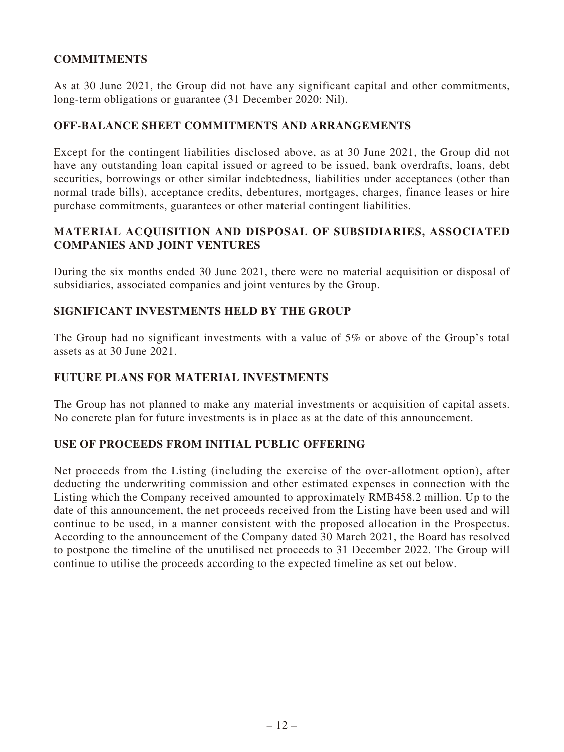## COMMITMENTS

As at 30 June 2021, the Group did not have any significant capital and other commitments, long-term obligations or guarantee (31 December 2020: Nil).

## OFF-BALANCE SHEET COMMITMENTS AND ARRANGEMENTS

Except for the contingent liabilities disclosed above, as at 30 June 2021, the Group did not have any outstanding loan capital issued or agreed to be issued, bank overdrafts, loans, debt securities, borrowings or other similar indebtedness, liabilities under acceptances (other than normal trade bills), acceptance credits, debentures, mortgages, charges, finance leases or hire purchase commitments, guarantees or other material contingent liabilities.

## MATERIAL ACQUISITION AND DISPOSAL OF SUBSIDIARIES, ASSOCIATED COMPANIES AND JOINT VENTURES

During the six months ended 30 June 2021, there were no material acquisition or disposal of subsidiaries, associated companies and joint ventures by the Group.

## SIGNIFICANT INVESTMENTS HELD BY THE GROUP

The Group had no significant investments with a value of 5% or above of the Group's total assets as at 30 June 2021.

## FUTURE PLANS FOR MATERIAL INVESTMENTS

The Group has not planned to make any material investments or acquisition of capital assets. No concrete plan for future investments is in place as at the date of this announcement.

## USE OF PROCEEDS FROM INITIAL PUBLIC OFFERING

Net proceeds from the Listing (including the exercise of the over-allotment option), after deducting the underwriting commission and other estimated expenses in connection with the Listing which the Company received amounted to approximately RMB458.2 million. Up to the date of this announcement, the net proceeds received from the Listing have been used and will continue to be used, in a manner consistent with the proposed allocation in the Prospectus. According to the announcement of the Company dated 30 March 2021, the Board has resolved to postpone the timeline of the unutilised net proceeds to 31 December 2022. The Group will continue to utilise the proceeds according to the expected timeline as set out below.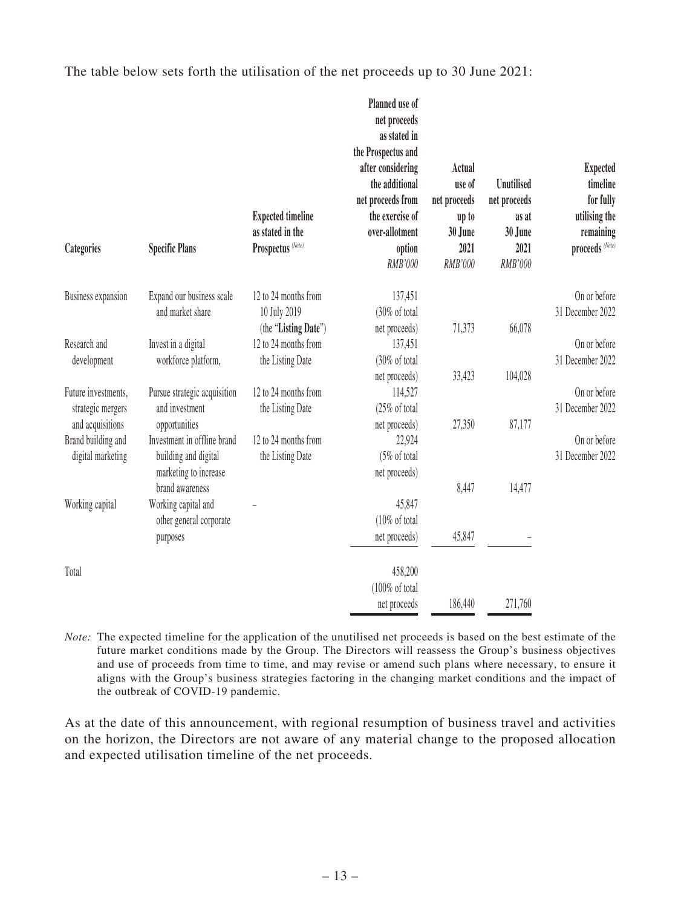The table below sets forth the utilisation of the net proceeds up to 30 June 2021:

| Categories | Specific Plans | Expected timeline as stated in the Prospectus (Note) | Planned use of net proceeds as stated in the Prospectus and after considering the additional net proceeds from the exercise of over-allotment option | Actual use of net proceeds up to 30 June 2021 | Unutilised net proceeds as at 30 June 2021 | Expected timeline for fully utilising the remaining proceeds (Note) |
|---|---|---|---|---|---|---|
| | | | *RMB'000* | *RMB'000* | *RMB'000* | |
| Business expansion | Expand our business scale and market share | 12 to 24 months from 10 July 2019 (the "**Listing Date**") | 137,451 (30% of total net proceeds) | 71,373 | 66,078 | On or before 31 December 2022 |
| Research and development | Invest in a digital workforce platform, | 12 to 24 months from the Listing Date | 137,451 (30% of total net proceeds) | 33,423 | 104,028 | On or before 31 December 2022 |
| Future investments, strategic mergers and acquisitions | Pursue strategic acquisition and investment opportunities | 12 to 24 months from the Listing Date | 114,527 (25% of total net proceeds) | 27,350 | 87,177 | On or before 31 December 2022 |
| Brand building and digital marketing | Investment in offline brand building and digital marketing to increase brand awareness | 12 to 24 months from the Listing Date | 22,924 (5% of total net proceeds) | 8,447 | 14,477 | On or before 31 December 2022 |
| Working capital | Working capital and other general corporate purposes | – | 45,847 (10% of total net proceeds) | 45,847 | – | |
| Total | | | 458,200 (100% of total net proceeds | 186,440 | 271,760 | |

*Note:* The expected timeline for the application of the unutilised net proceeds is based on the best estimate of the future market conditions made by the Group. The Directors will reassess the Group's business objectives and use of proceeds from time to time, and may revise or amend such plans where necessary, to ensure it aligns with the Group's business strategies factoring in the changing market conditions and the impact of the outbreak of COVID-19 pandemic.

As at the date of this announcement, with regional resumption of business travel and activities on the horizon, the Directors are not aware of any material change to the proposed allocation and expected utilisation timeline of the net proceeds.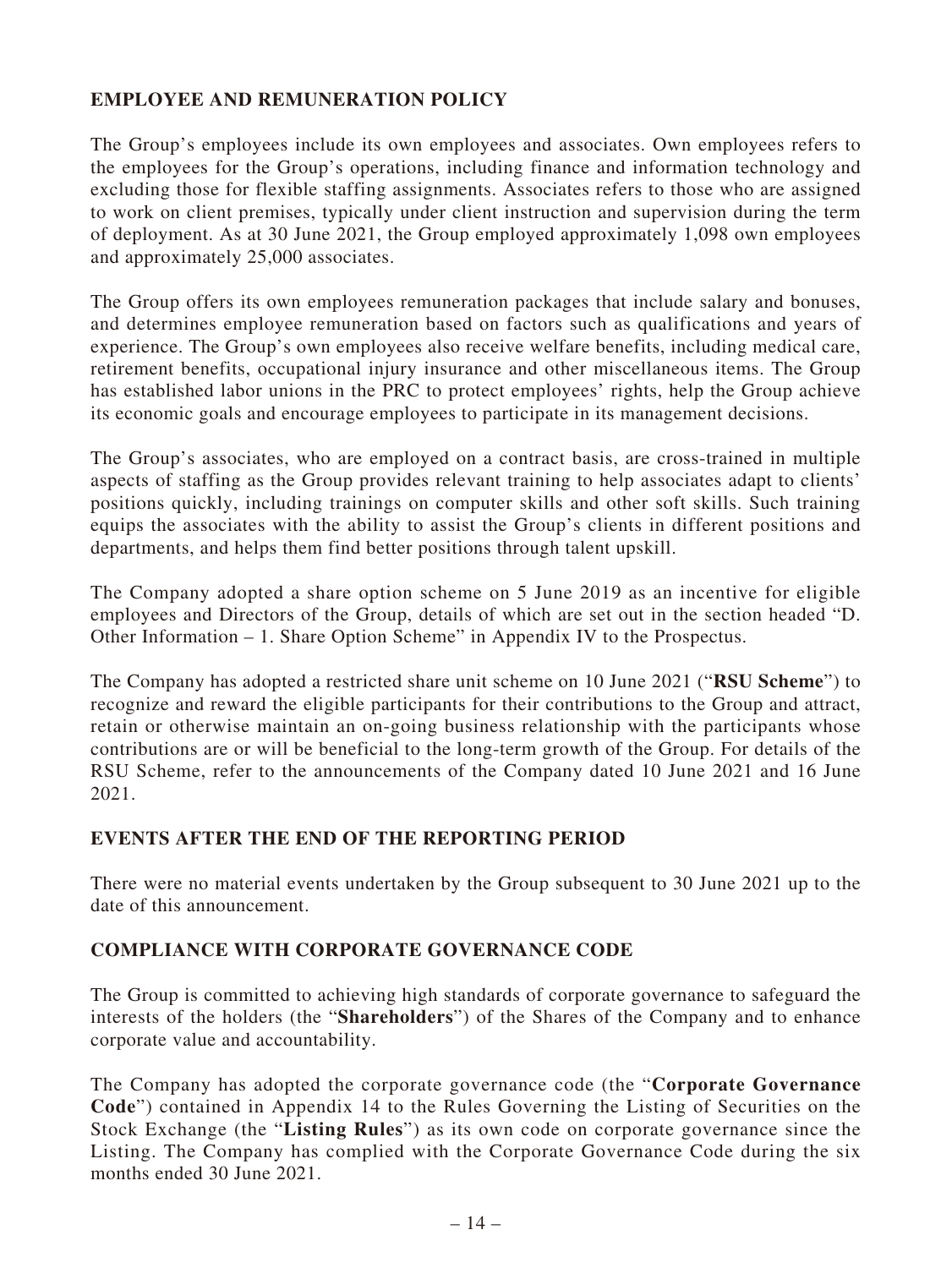## EMPLOYEE AND REMUNERATION POLICY

The Group's employees include its own employees and associates. Own employees refers to the employees for the Group's operations, including finance and information technology and excluding those for flexible staffing assignments. Associates refers to those who are assigned to work on client premises, typically under client instruction and supervision during the term of deployment. As at 30 June 2021, the Group employed approximately 1,098 own employees and approximately 25,000 associates.

The Group offers its own employees remuneration packages that include salary and bonuses, and determines employee remuneration based on factors such as qualifications and years of experience. The Group's own employees also receive welfare benefits, including medical care, retirement benefits, occupational injury insurance and other miscellaneous items. The Group has established labor unions in the PRC to protect employees' rights, help the Group achieve its economic goals and encourage employees to participate in its management decisions.

The Group's associates, who are employed on a contract basis, are cross-trained in multiple aspects of staffing as the Group provides relevant training to help associates adapt to clients' positions quickly, including trainings on computer skills and other soft skills. Such training equips the associates with the ability to assist the Group's clients in different positions and departments, and helps them find better positions through talent upskill.

The Company adopted a share option scheme on 5 June 2019 as an incentive for eligible employees and Directors of the Group, details of which are set out in the section headed "D. Other Information – 1. Share Option Scheme" in Appendix IV to the Prospectus.

The Company has adopted a restricted share unit scheme on 10 June 2021 ("**RSU Scheme**") to recognize and reward the eligible participants for their contributions to the Group and attract, retain or otherwise maintain an on-going business relationship with the participants whose contributions are or will be beneficial to the long-term growth of the Group. For details of the RSU Scheme, refer to the announcements of the Company dated 10 June 2021 and 16 June 2021.

## EVENTS AFTER THE END OF THE REPORTING PERIOD

There were no material events undertaken by the Group subsequent to 30 June 2021 up to the date of this announcement.

## COMPLIANCE WITH CORPORATE GOVERNANCE CODE

The Group is committed to achieving high standards of corporate governance to safeguard the interests of the holders (the "**Shareholders**") of the Shares of the Company and to enhance corporate value and accountability.

The Company has adopted the corporate governance code (the "**Corporate Governance Code**") contained in Appendix 14 to the Rules Governing the Listing of Securities on the Stock Exchange (the "**Listing Rules**") as its own code on corporate governance since the Listing. The Company has complied with the Corporate Governance Code during the six months ended 30 June 2021.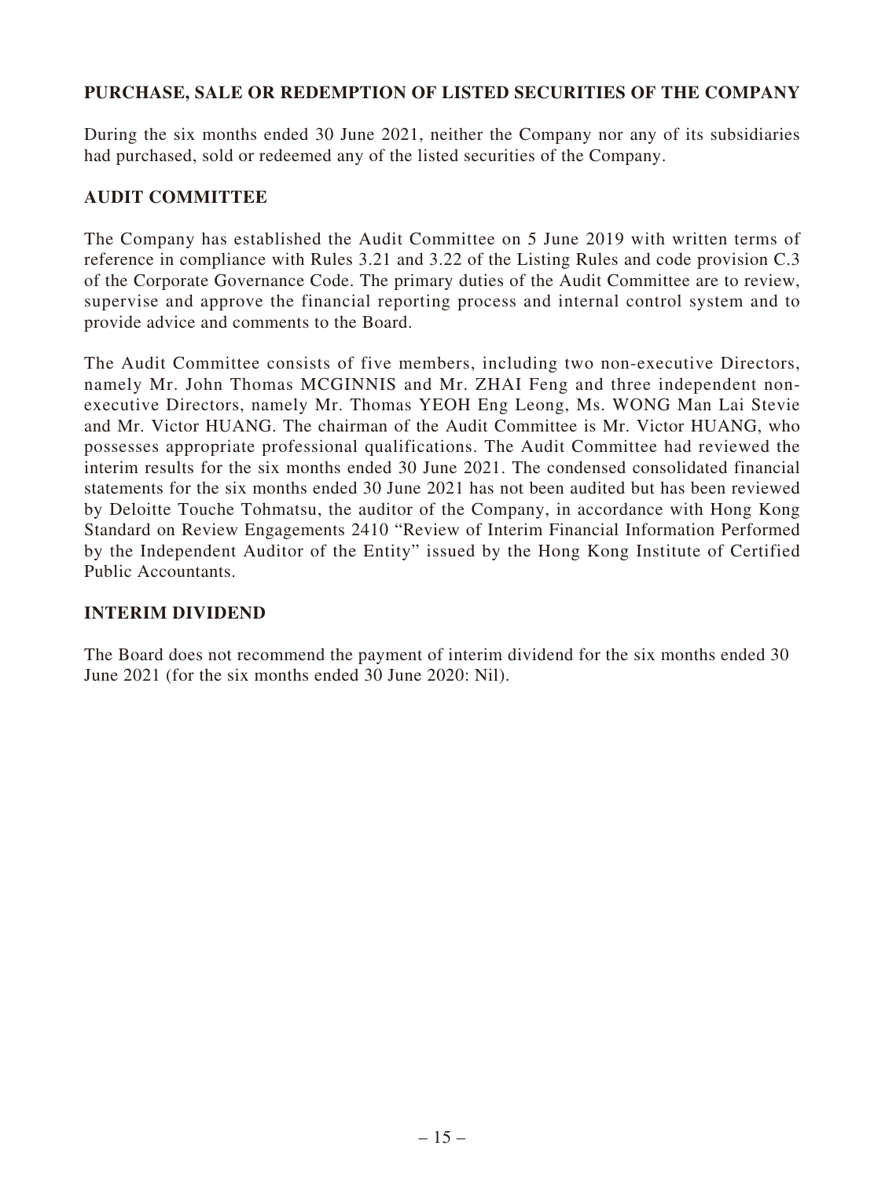## PURCHASE, SALE OR REDEMPTION OF LISTED SECURITIES OF THE COMPANY

During the six months ended 30 June 2021, neither the Company nor any of its subsidiaries had purchased, sold or redeemed any of the listed securities of the Company.

## AUDIT COMMITTEE

The Company has established the Audit Committee on 5 June 2019 with written terms of reference in compliance with Rules 3.21 and 3.22 of the Listing Rules and code provision C.3 of the Corporate Governance Code. The primary duties of the Audit Committee are to review, supervise and approve the financial reporting process and internal control system and to provide advice and comments to the Board.

The Audit Committee consists of five members, including two non-executive Directors, namely Mr. John Thomas MCGINNIS and Mr. ZHAI Feng and three independent non-executive Directors, namely Mr. Thomas YEOH Eng Leong, Ms. WONG Man Lai Stevie and Mr. Victor HUANG. The chairman of the Audit Committee is Mr. Victor HUANG, who possesses appropriate professional qualifications. The Audit Committee had reviewed the interim results for the six months ended 30 June 2021. The condensed consolidated financial statements for the six months ended 30 June 2021 has not been audited but has been reviewed by Deloitte Touche Tohmatsu, the auditor of the Company, in accordance with Hong Kong Standard on Review Engagements 2410 "Review of Interim Financial Information Performed by the Independent Auditor of the Entity" issued by the Hong Kong Institute of Certified Public Accountants.

## INTERIM DIVIDEND

The Board does not recommend the payment of interim dividend for the six months ended 30 June 2021 (for the six months ended 30 June 2020: Nil).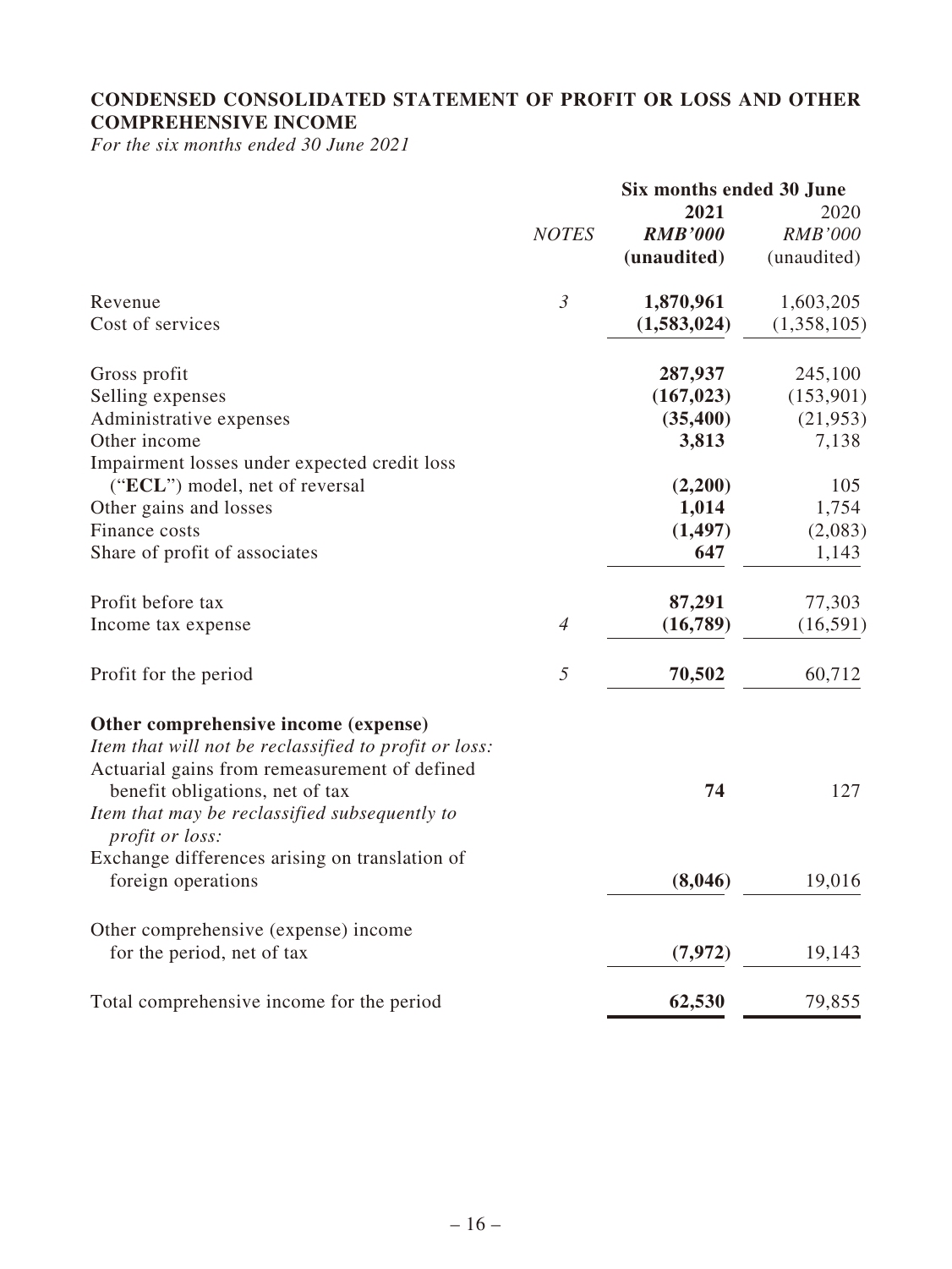## CONDENSED CONSOLIDATED STATEMENT OF PROFIT OR LOSS AND OTHER COMPREHENSIVE INCOME

*For the six months ended 30 June 2021*

| | NOTES | Six months ended 30 June 2021 RMB'000 (unaudited) | 2020 RMB'000 (unaudited) |
|---|---|---|---|
| Revenue | *3* | **1,870,961** | 1,603,205 |
| Cost of services | | **(1,583,024)** | (1,358,105) |
| Gross profit | | **287,937** | 245,100 |
| Selling expenses | | **(167,023)** | (153,901) |
| Administrative expenses | | **(35,400)** | (21,953) |
| Other income | | **3,813** | 7,138 |
| Impairment losses under expected credit loss ("**ECL**") model, net of reversal | | **(2,200)** | 105 |
| Other gains and losses | | **1,014** | 1,754 |
| Finance costs | | **(1,497)** | (2,083) |
| Share of profit of associates | | **647** | 1,143 |
| Profit before tax | | **87,291** | 77,303 |
| Income tax expense | *4* | **(16,789)** | (16,591) |
| Profit for the period | *5* | **70,502** | 60,712 |
| **Other comprehensive income (expense)** | | | |
| *Item that will not be reclassified to profit or loss:* | | | |
| Actuarial gains from remeasurement of defined benefit obligations, net of tax | | **74** | 127 |
| *Item that may be reclassified subsequently to profit or loss:* | | | |
| Exchange differences arising on translation of foreign operations | | **(8,046)** | 19,016 |
| Other comprehensive (expense) income for the period, net of tax | | **(7,972)** | 19,143 |
| Total comprehensive income for the period | | **62,530** | 79,855 |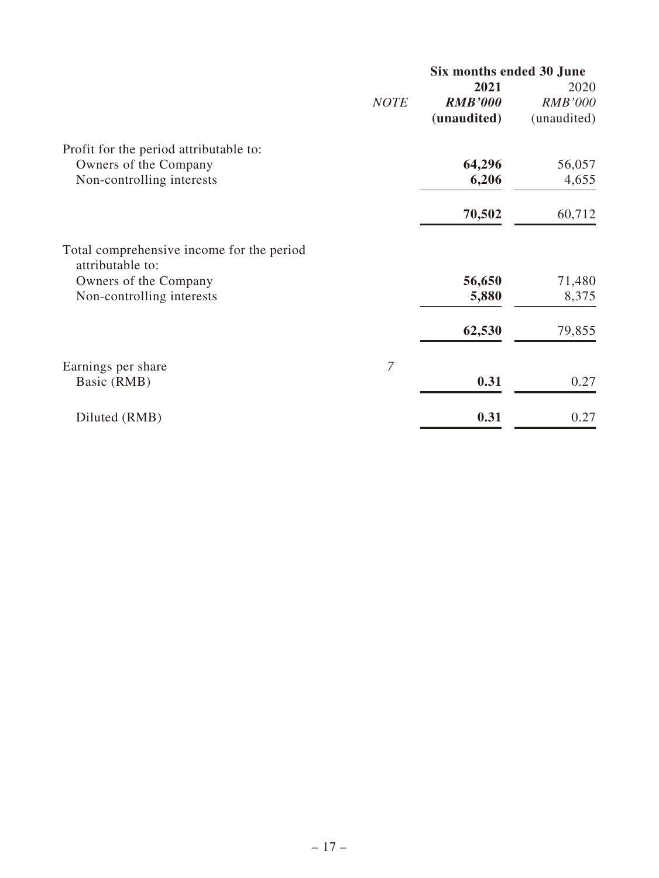| | NOTE | Six months ended 30 June | |
|---|---|---|---|
| | | **2021** | 2020 |
| | | ***RMB'000*** | *RMB'000* |
| | | **(unaudited)** | (unaudited) |
| Profit for the period attributable to: | | | |
| Owners of the Company | | **64,296** | 56,057 |
| Non-controlling interests | | **6,206** | 4,655 |
| | | **70,502** | 60,712 |
| Total comprehensive income for the period attributable to: | | | |
| Owners of the Company | | **56,650** | 71,480 |
| Non-controlling interests | | **5,880** | 8,375 |
| | | **62,530** | 79,855 |
| Earnings per share | *7* | | |
| Basic (RMB) | | **0.31** | 0.27 |
| Diluted (RMB) | | **0.31** | 0.27 |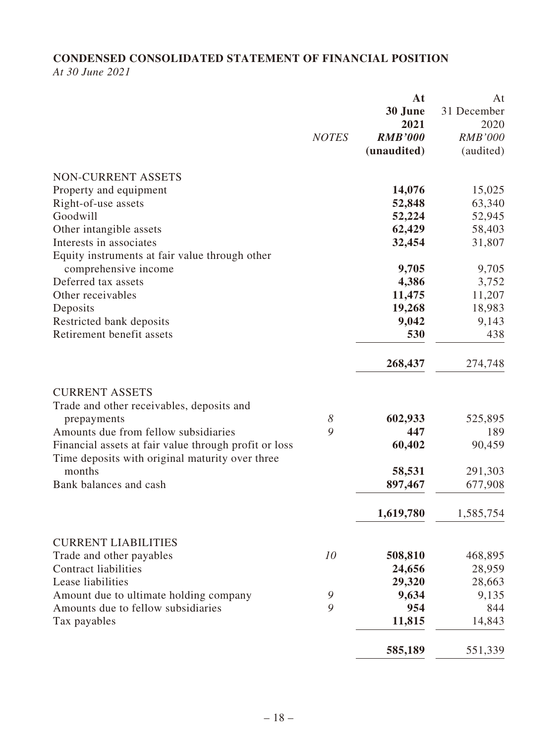## CONDENSED CONSOLIDATED STATEMENT OF FINANCIAL POSITION

*At 30 June 2021*

| | *NOTES* | **At 30 June 2021** ***RMB'000*** **(unaudited)** | At 31 December 2020 *RMB'000* (audited) |
|---|---|---|---|
| NON-CURRENT ASSETS | | | |
| Property and equipment | | **14,076** | 15,025 |
| Right-of-use assets | | **52,848** | 63,340 |
| Goodwill | | **52,224** | 52,945 |
| Other intangible assets | | **62,429** | 58,403 |
| Interests in associates | | **32,454** | 31,807 |
| Equity instruments at fair value through other comprehensive income | | **9,705** | 9,705 |
| Deferred tax assets | | **4,386** | 3,752 |
| Other receivables | | **11,475** | 11,207 |
| Deposits | | **19,268** | 18,983 |
| Restricted bank deposits | | **9,042** | 9,143 |
| Retirement benefit assets | | **530** | 438 |
| | | **268,437** | 274,748 |
| CURRENT ASSETS | | | |
| Trade and other receivables, deposits and prepayments | *8* | **602,933** | 525,895 |
| Amounts due from fellow subsidiaries | *9* | **447** | 189 |
| Financial assets at fair value through profit or loss | | **60,402** | 90,459 |
| Time deposits with original maturity over three months | | **58,531** | 291,303 |
| Bank balances and cash | | **897,467** | 677,908 |
| | | **1,619,780** | 1,585,754 |
| CURRENT LIABILITIES | | | |
| Trade and other payables | *10* | **508,810** | 468,895 |
| Contract liabilities | | **24,656** | 28,959 |
| Lease liabilities | | **29,320** | 28,663 |
| Amount due to ultimate holding company | *9* | **9,634** | 9,135 |
| Amounts due to fellow subsidiaries | *9* | **954** | 844 |
| Tax payables | | **11,815** | 14,843 |
| | | **585,189** | 551,339 |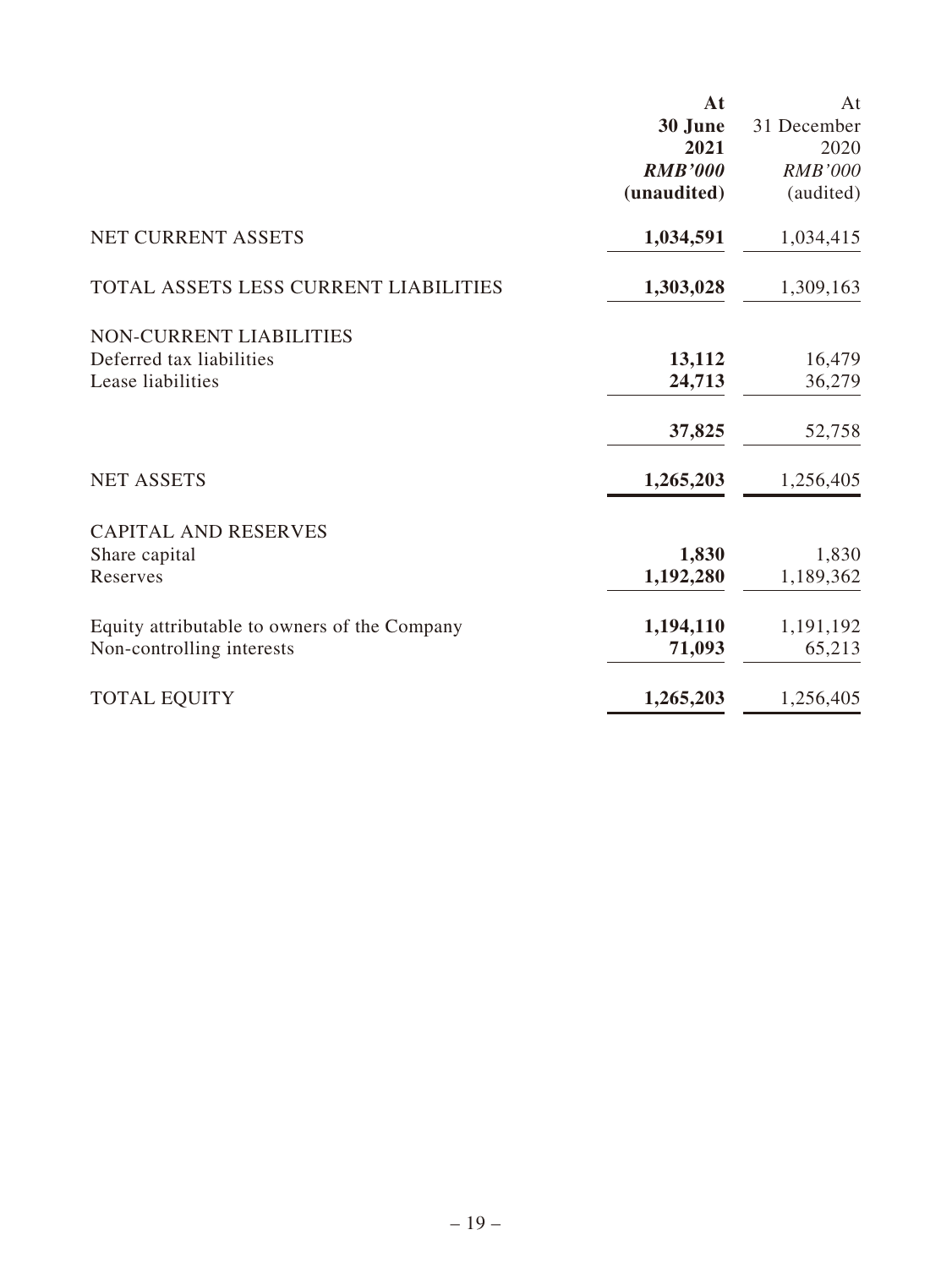| | At 30 June 2021 RMB'000 (unaudited) | At 31 December 2020 RMB'000 (audited) |
|---|---|---|
| NET CURRENT ASSETS | **1,034,591** | 1,034,415 |
| TOTAL ASSETS LESS CURRENT LIABILITIES | **1,303,028** | 1,309,163 |
| NON-CURRENT LIABILITIES | | |
| Deferred tax liabilities | **13,112** | 16,479 |
| Lease liabilities | **24,713** | 36,279 |
| | **37,825** | 52,758 |
| NET ASSETS | **1,265,203** | 1,256,405 |
| CAPITAL AND RESERVES | | |
| Share capital | **1,830** | 1,830 |
| Reserves | **1,192,280** | 1,189,362 |
| Equity attributable to owners of the Company | **1,194,110** | 1,191,192 |
| Non-controlling interests | **71,093** | 65,213 |
| TOTAL EQUITY | **1,265,203** | 1,256,405 |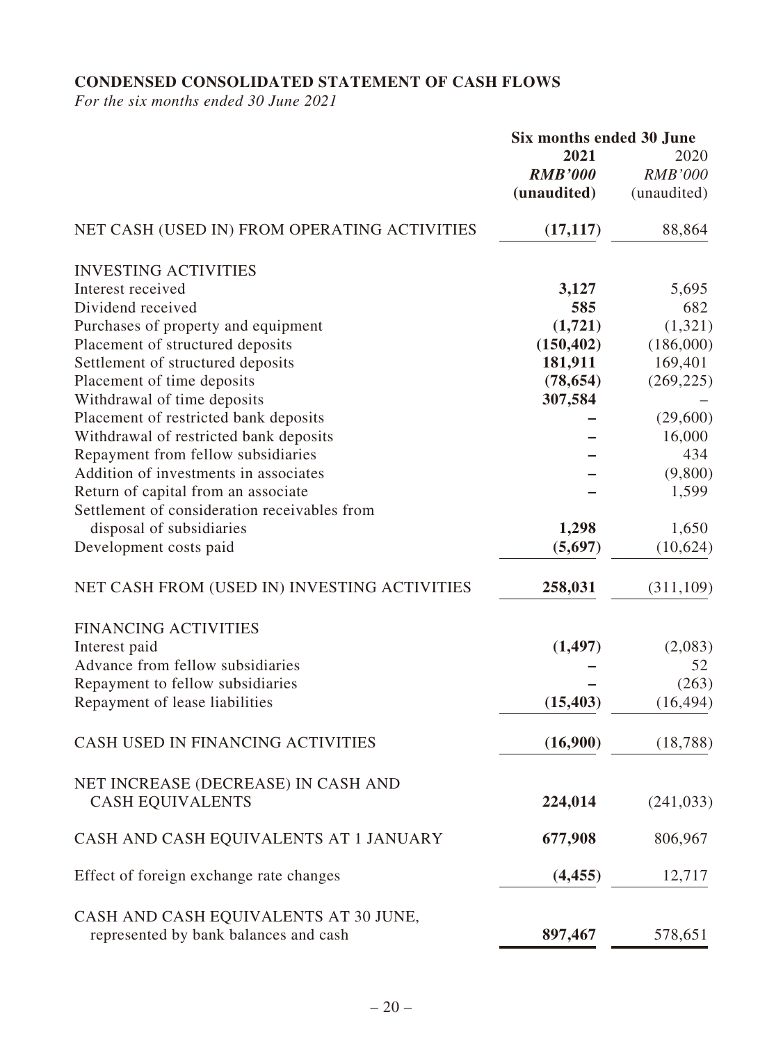## CONDENSED CONSOLIDATED STATEMENT OF CASH FLOWS

*For the six months ended 30 June 2021*

| | Six months ended 30 June | |
|---|---|---|
| | **2021** | 2020 |
| | ***RMB'000*** | *RMB'000* |
| | **(unaudited)** | (unaudited) |
| NET CASH (USED IN) FROM OPERATING ACTIVITIES | **(17,117)** | 88,864 |
| INVESTING ACTIVITIES | | |
| Interest received | **3,127** | 5,695 |
| Dividend received | **585** | 682 |
| Purchases of property and equipment | **(1,721)** | (1,321) |
| Placement of structured deposits | **(150,402)** | (186,000) |
| Settlement of structured deposits | **181,911** | 169,401 |
| Placement of time deposits | **(78,654)** | (269,225) |
| Withdrawal of time deposits | **307,584** | – |
| Placement of restricted bank deposits | **–** | (29,600) |
| Withdrawal of restricted bank deposits | **–** | 16,000 |
| Repayment from fellow subsidiaries | **–** | 434 |
| Addition of investments in associates | **–** | (9,800) |
| Return of capital from an associate | **–** | 1,599 |
| Settlement of consideration receivables from disposal of subsidiaries | **1,298** | 1,650 |
| Development costs paid | **(5,697)** | (10,624) |
| NET CASH FROM (USED IN) INVESTING ACTIVITIES | **258,031** | (311,109) |
| FINANCING ACTIVITIES | | |
| Interest paid | **(1,497)** | (2,083) |
| Advance from fellow subsidiaries | **–** | 52 |
| Repayment to fellow subsidiaries | **–** | (263) |
| Repayment of lease liabilities | **(15,403)** | (16,494) |
| CASH USED IN FINANCING ACTIVITIES | **(16,900)** | (18,788) |
| NET INCREASE (DECREASE) IN CASH AND CASH EQUIVALENTS | **224,014** | (241,033) |
| CASH AND CASH EQUIVALENTS AT 1 JANUARY | **677,908** | 806,967 |
| Effect of foreign exchange rate changes | **(4,455)** | 12,717 |
| CASH AND CASH EQUIVALENTS AT 30 JUNE, represented by bank balances and cash | **897,467** | 578,651 |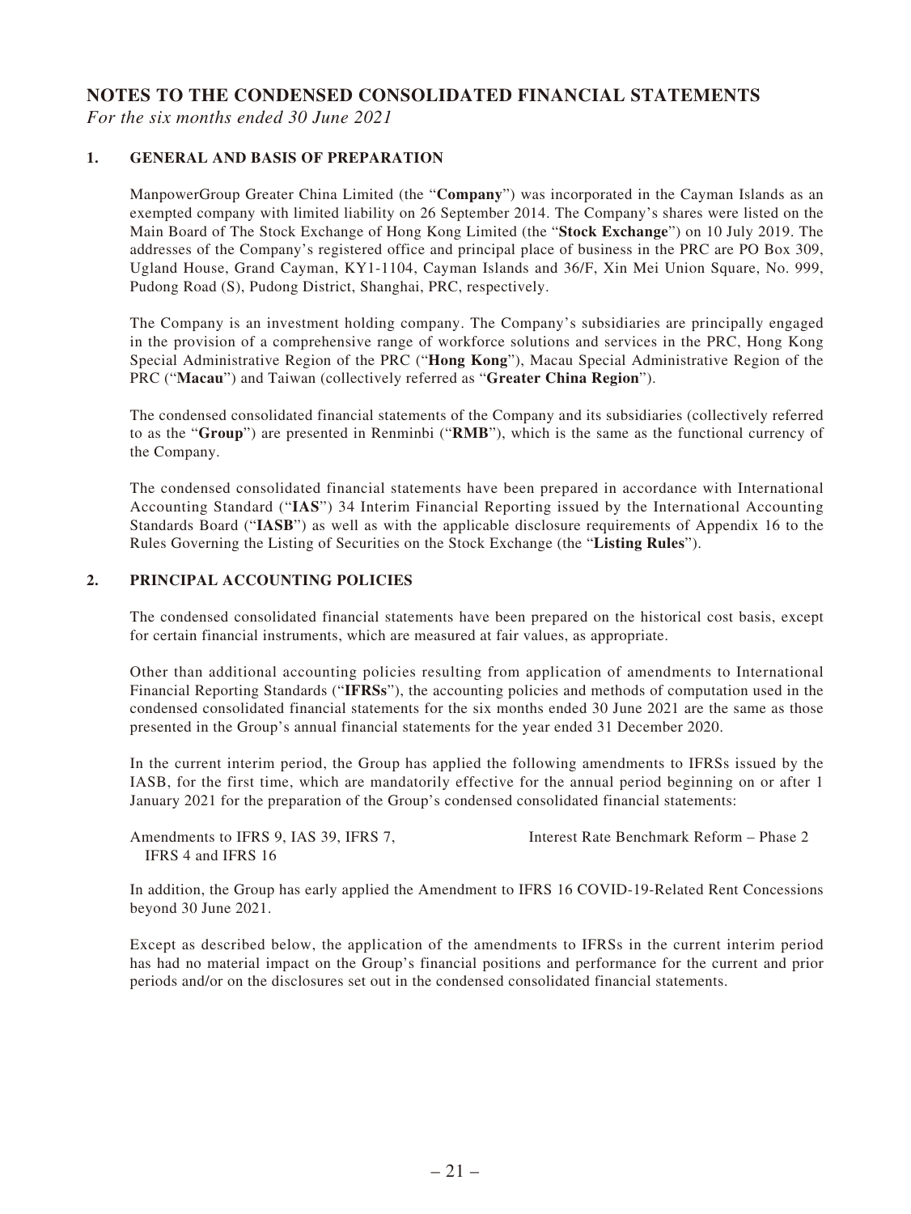# NOTES TO THE CONDENSED CONSOLIDATED FINANCIAL STATEMENTS

*For the six months ended 30 June 2021*

## 1. GENERAL AND BASIS OF PREPARATION

ManpowerGroup Greater China Limited (the "**Company**") was incorporated in the Cayman Islands as an exempted company with limited liability on 26 September 2014. The Company's shares were listed on the Main Board of The Stock Exchange of Hong Kong Limited (the "**Stock Exchange**") on 10 July 2019. The addresses of the Company's registered office and principal place of business in the PRC are PO Box 309, Ugland House, Grand Cayman, KY1-1104, Cayman Islands and 36/F, Xin Mei Union Square, No. 999, Pudong Road (S), Pudong District, Shanghai, PRC, respectively.

The Company is an investment holding company. The Company's subsidiaries are principally engaged in the provision of a comprehensive range of workforce solutions and services in the PRC, Hong Kong Special Administrative Region of the PRC ("**Hong Kong**"), Macau Special Administrative Region of the PRC ("**Macau**") and Taiwan (collectively referred as "**Greater China Region**").

The condensed consolidated financial statements of the Company and its subsidiaries (collectively referred to as the "**Group**") are presented in Renminbi ("**RMB**"), which is the same as the functional currency of the Company.

The condensed consolidated financial statements have been prepared in accordance with International Accounting Standard ("**IAS**") 34 Interim Financial Reporting issued by the International Accounting Standards Board ("**IASB**") as well as with the applicable disclosure requirements of Appendix 16 to the Rules Governing the Listing of Securities on the Stock Exchange (the "**Listing Rules**").

## 2. PRINCIPAL ACCOUNTING POLICIES

The condensed consolidated financial statements have been prepared on the historical cost basis, except for certain financial instruments, which are measured at fair values, as appropriate.

Other than additional accounting policies resulting from application of amendments to International Financial Reporting Standards ("**IFRSs**"), the accounting policies and methods of computation used in the condensed consolidated financial statements for the six months ended 30 June 2021 are the same as those presented in the Group's annual financial statements for the year ended 31 December 2020.

In the current interim period, the Group has applied the following amendments to IFRSs issued by the IASB, for the first time, which are mandatorily effective for the annual period beginning on or after 1 January 2021 for the preparation of the Group's condensed consolidated financial statements:

| | |
|---|---|
| Amendments to IFRS 9, IAS 39, IFRS 7, IFRS 4 and IFRS 16 | Interest Rate Benchmark Reform – Phase 2 |

In addition, the Group has early applied the Amendment to IFRS 16 COVID-19-Related Rent Concessions beyond 30 June 2021.

Except as described below, the application of the amendments to IFRSs in the current interim period has had no material impact on the Group's financial positions and performance for the current and prior periods and/or on the disclosures set out in the condensed consolidated financial statements.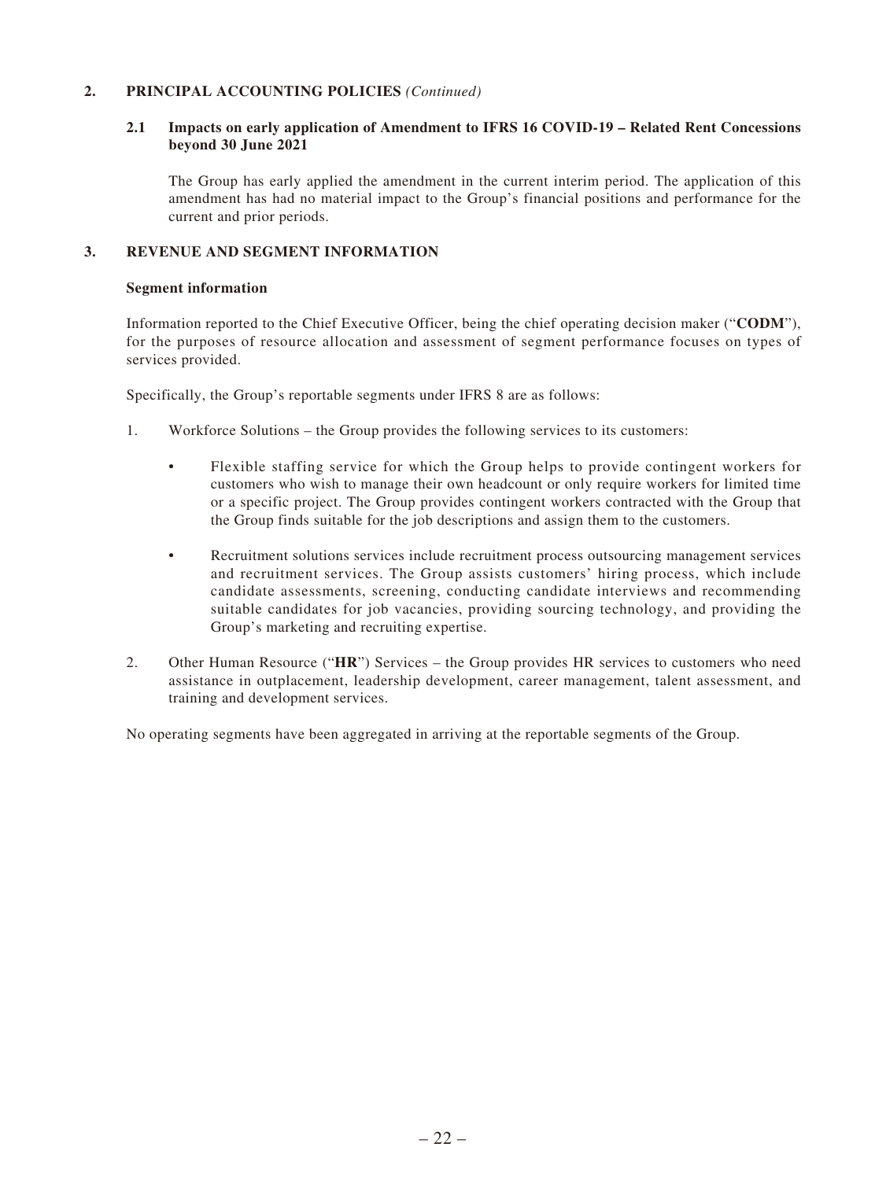## 2. PRINCIPAL ACCOUNTING POLICIES *(Continued)*

### 2.1 Impacts on early application of Amendment to IFRS 16 COVID-19 – Related Rent Concessions beyond 30 June 2021

The Group has early applied the amendment in the current interim period. The application of this amendment has had no material impact to the Group's financial positions and performance for the current and prior periods.

## 3. REVENUE AND SEGMENT INFORMATION

**Segment information**

Information reported to the Chief Executive Officer, being the chief operating decision maker ("**CODM**"), for the purposes of resource allocation and assessment of segment performance focuses on types of services provided.

Specifically, the Group's reportable segments under IFRS 8 are as follows:

1. Workforce Solutions – the Group provides the following services to its customers:

   - Flexible staffing service for which the Group helps to provide contingent workers for customers who wish to manage their own headcount or only require workers for limited time or a specific project. The Group provides contingent workers contracted with the Group that the Group finds suitable for the job descriptions and assign them to the customers.

   - Recruitment solutions services include recruitment process outsourcing management services and recruitment services. The Group assists customers' hiring process, which include candidate assessments, screening, conducting candidate interviews and recommending suitable candidates for job vacancies, providing sourcing technology, and providing the Group's marketing and recruiting expertise.

2. Other Human Resource ("**HR**") Services – the Group provides HR services to customers who need assistance in outplacement, leadership development, career management, talent assessment, and training and development services.

No operating segments have been aggregated in arriving at the reportable segments of the Group.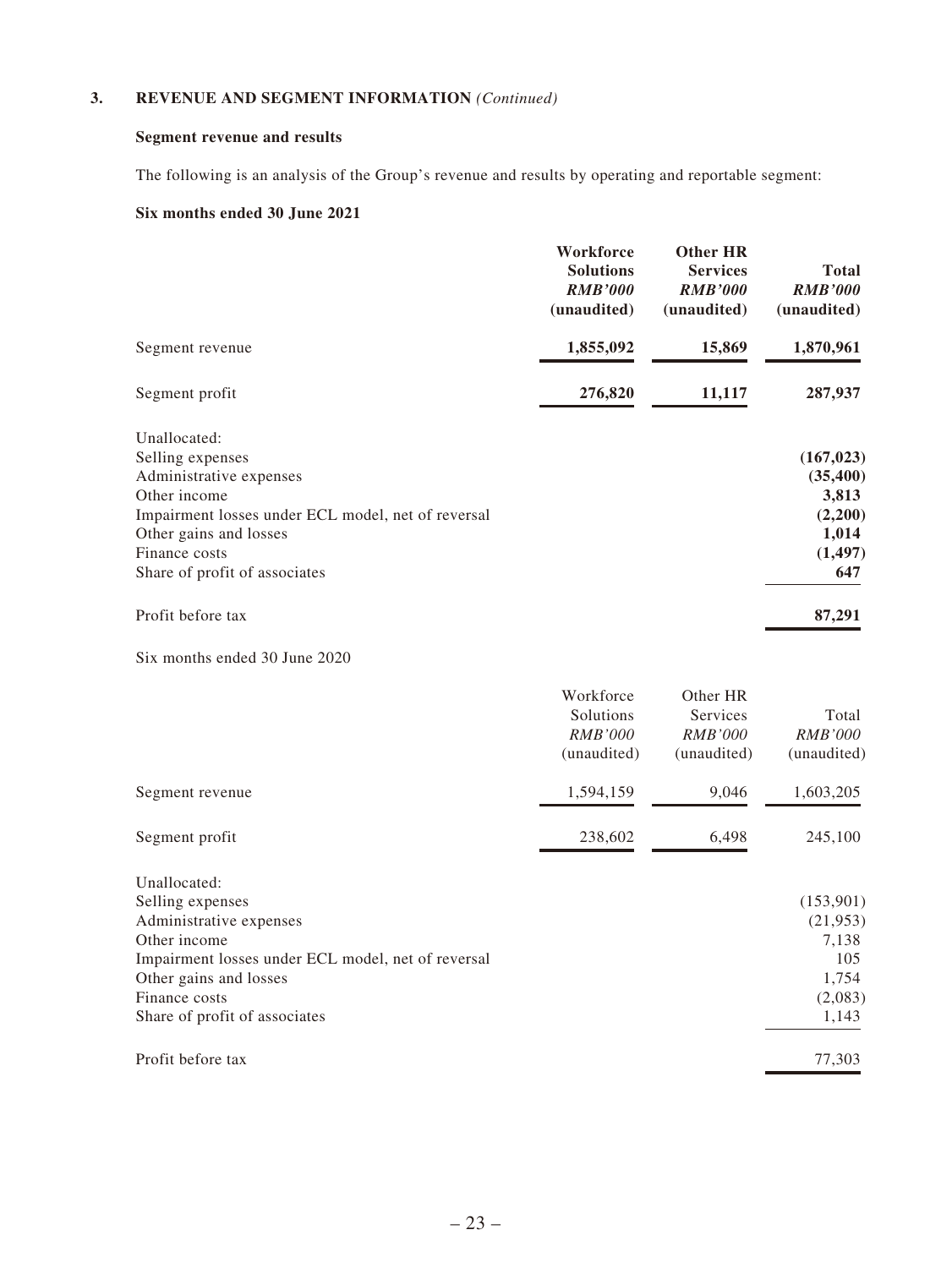### 3. REVENUE AND SEGMENT INFORMATION *(Continued)*

**Segment revenue and results**

The following is an analysis of the Group's revenue and results by operating and reportable segment:

**Six months ended 30 June 2021**

| | **Workforce Solutions** ***RMB'000*** **(unaudited)** | **Other HR Services** ***RMB'000*** **(unaudited)** | **Total** ***RMB'000*** **(unaudited)** |
|---|---|---|---|
| Segment revenue | **1,855,092** | **15,869** | **1,870,961** |
| Segment profit | **276,820** | **11,117** | **287,937** |
| Unallocated: | | | |
| Selling expenses | | | **(167,023)** |
| Administrative expenses | | | **(35,400)** |
| Other income | | | **3,813** |
| Impairment losses under ECL model, net of reversal | | | **(2,200)** |
| Other gains and losses | | | **1,014** |
| Finance costs | | | **(1,497)** |
| Share of profit of associates | | | **647** |
| Profit before tax | | | **87,291** |

Six months ended 30 June 2020

| | Workforce Solutions *RMB'000* (unaudited) | Other HR Services *RMB'000* (unaudited) | Total *RMB'000* (unaudited) |
|---|---|---|---|
| Segment revenue | 1,594,159 | 9,046 | 1,603,205 |
| Segment profit | 238,602 | 6,498 | 245,100 |
| Unallocated: | | | |
| Selling expenses | | | (153,901) |
| Administrative expenses | | | (21,953) |
| Other income | | | 7,138 |
| Impairment losses under ECL model, net of reversal | | | 105 |
| Other gains and losses | | | 1,754 |
| Finance costs | | | (2,083) |
| Share of profit of associates | | | 1,143 |
| Profit before tax | | | 77,303 |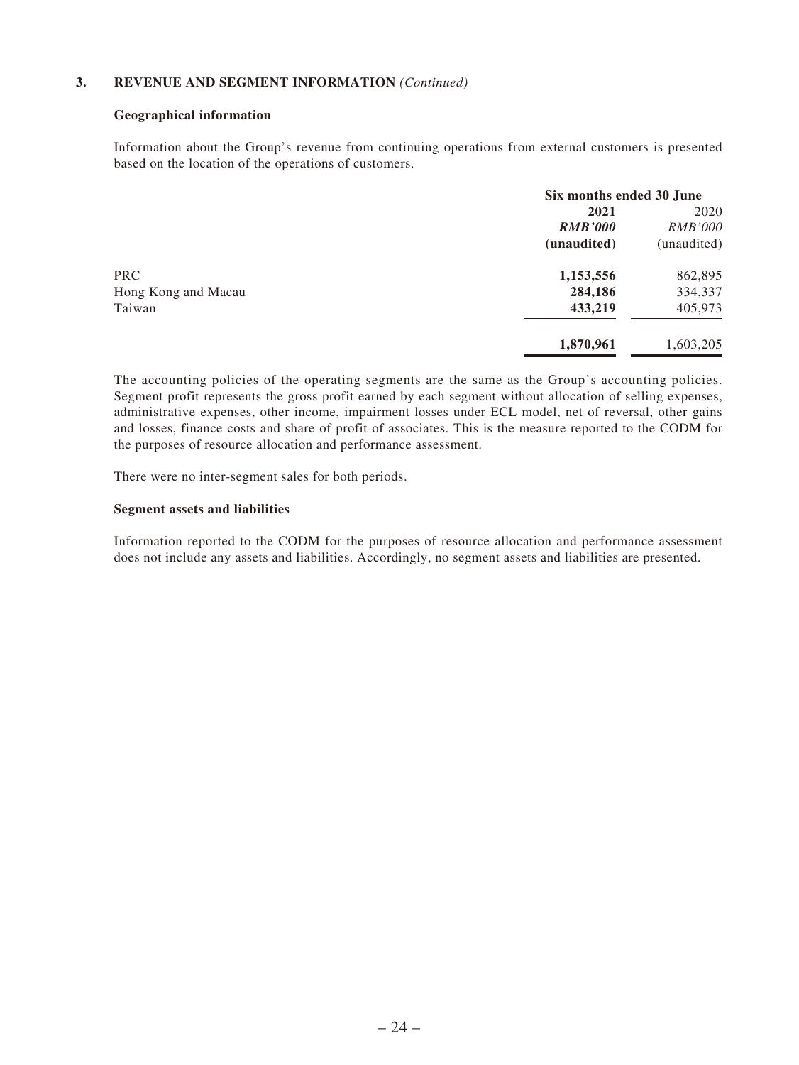### 3. REVENUE AND SEGMENT INFORMATION *(Continued)*

**Geographical information**

Information about the Group's revenue from continuing operations from external customers is presented based on the location of the operations of customers.

| | Six months ended 30 June | |
|---|---|---|
| | **2021** | 2020 |
| | ***RMB'000*** | *RMB'000* |
| | **(unaudited)** | (unaudited) |
| PRC | **1,153,556** | 862,895 |
| Hong Kong and Macau | **284,186** | 334,337 |
| Taiwan | **433,219** | 405,973 |
| | **1,870,961** | 1,603,205 |

The accounting policies of the operating segments are the same as the Group's accounting policies. Segment profit represents the gross profit earned by each segment without allocation of selling expenses, administrative expenses, other income, impairment losses under ECL model, net of reversal, other gains and losses, finance costs and share of profit of associates. This is the measure reported to the CODM for the purposes of resource allocation and performance assessment.

There were no inter-segment sales for both periods.

**Segment assets and liabilities**

Information reported to the CODM for the purposes of resource allocation and performance assessment does not include any assets and liabilities. Accordingly, no segment assets and liabilities are presented.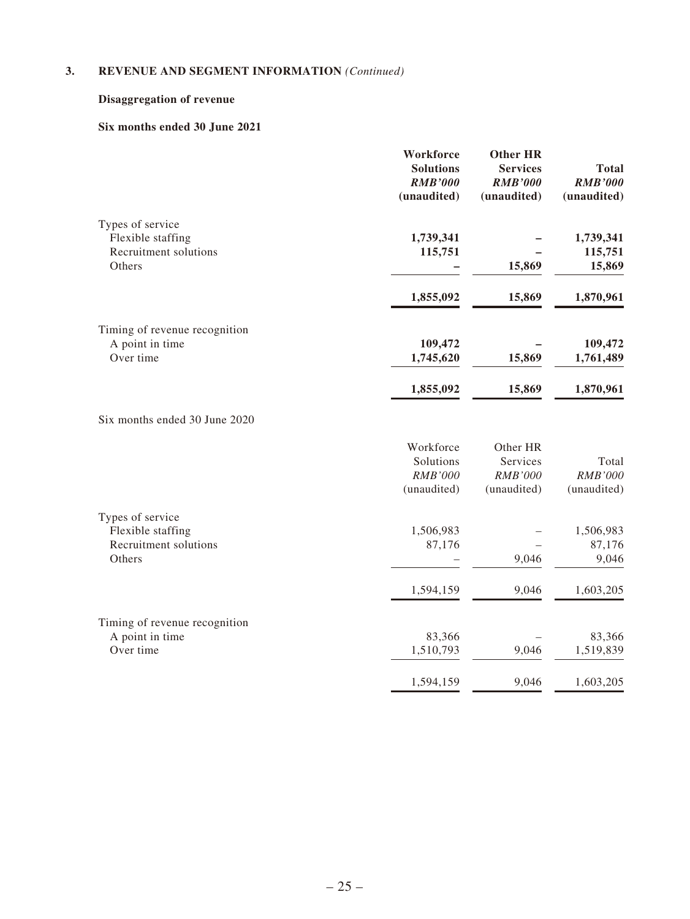## 3. REVENUE AND SEGMENT INFORMATION *(Continued)*

### Disaggregation of revenue

**Six months ended 30 June 2021**

| | **Workforce Solutions** ***RMB'000*** **(unaudited)** | **Other HR Services** ***RMB'000*** **(unaudited)** | **Total** ***RMB'000*** **(unaudited)** |
|---|---|---|---|
| Types of service | | | |
| Flexible staffing | **1,739,341** | **–** | **1,739,341** |
| Recruitment solutions | **115,751** | **–** | **115,751** |
| Others | **–** | **15,869** | **15,869** |
| | **1,855,092** | **15,869** | **1,870,961** |
| Timing of revenue recognition | | | |
| A point in time | **109,472** | **–** | **109,472** |
| Over time | **1,745,620** | **15,869** | **1,761,489** |
| | **1,855,092** | **15,869** | **1,870,961** |

Six months ended 30 June 2020

| | Workforce Solutions *RMB'000* (unaudited) | Other HR Services *RMB'000* (unaudited) | Total *RMB'000* (unaudited) |
|---|---|---|---|
| Types of service | | | |
| Flexible staffing | 1,506,983 | – | 1,506,983 |
| Recruitment solutions | 87,176 | – | 87,176 |
| Others | – | 9,046 | 9,046 |
| | 1,594,159 | 9,046 | 1,603,205 |
| Timing of revenue recognition | | | |
| A point in time | 83,366 | – | 83,366 |
| Over time | 1,510,793 | 9,046 | 1,519,839 |
| | 1,594,159 | 9,046 | 1,603,205 |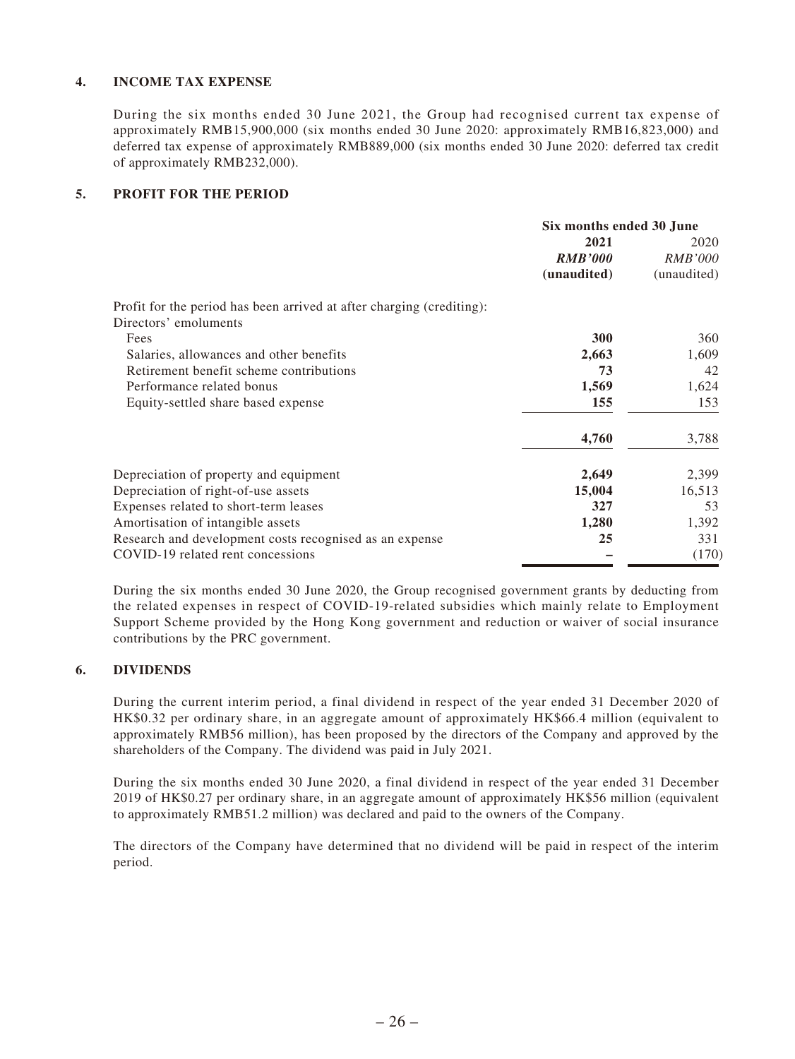### 4. INCOME TAX EXPENSE

During the six months ended 30 June 2021, the Group had recognised current tax expense of approximately RMB15,900,000 (six months ended 30 June 2020: approximately RMB16,823,000) and deferred tax expense of approximately RMB889,000 (six months ended 30 June 2020: deferred tax credit of approximately RMB232,000).

### 5. PROFIT FOR THE PERIOD

| | Six months ended 30 June | |
|---|---|---|
| | **2021** | 2020 |
| | ***RMB'000*** | *RMB'000* |
| | **(unaudited)** | (unaudited) |
| Profit for the period has been arrived at after charging (crediting): | | |
| Directors' emoluments | | |
| Fees | **300** | 360 |
| Salaries, allowances and other benefits | **2,663** | 1,609 |
| Retirement benefit scheme contributions | **73** | 42 |
| Performance related bonus | **1,569** | 1,624 |
| Equity-settled share based expense | **155** | 153 |
| | **4,760** | 3,788 |
| Depreciation of property and equipment | **2,649** | 2,399 |
| Depreciation of right-of-use assets | **15,004** | 16,513 |
| Expenses related to short-term leases | **327** | 53 |
| Amortisation of intangible assets | **1,280** | 1,392 |
| Research and development costs recognised as an expense | **25** | 331 |
| COVID-19 related rent concessions | **–** | (170) |

During the six months ended 30 June 2020, the Group recognised government grants by deducting from the related expenses in respect of COVID-19-related subsidies which mainly relate to Employment Support Scheme provided by the Hong Kong government and reduction or waiver of social insurance contributions by the PRC government.

### 6. DIVIDENDS

During the current interim period, a final dividend in respect of the year ended 31 December 2020 of HK$0.32 per ordinary share, in an aggregate amount of approximately HK$66.4 million (equivalent to approximately RMB56 million), has been proposed by the directors of the Company and approved by the shareholders of the Company. The dividend was paid in July 2021.

During the six months ended 30 June 2020, a final dividend in respect of the year ended 31 December 2019 of HK$0.27 per ordinary share, in an aggregate amount of approximately HK$56 million (equivalent to approximately RMB51.2 million) was declared and paid to the owners of the Company.

The directors of the Company have determined that no dividend will be paid in respect of the interim period.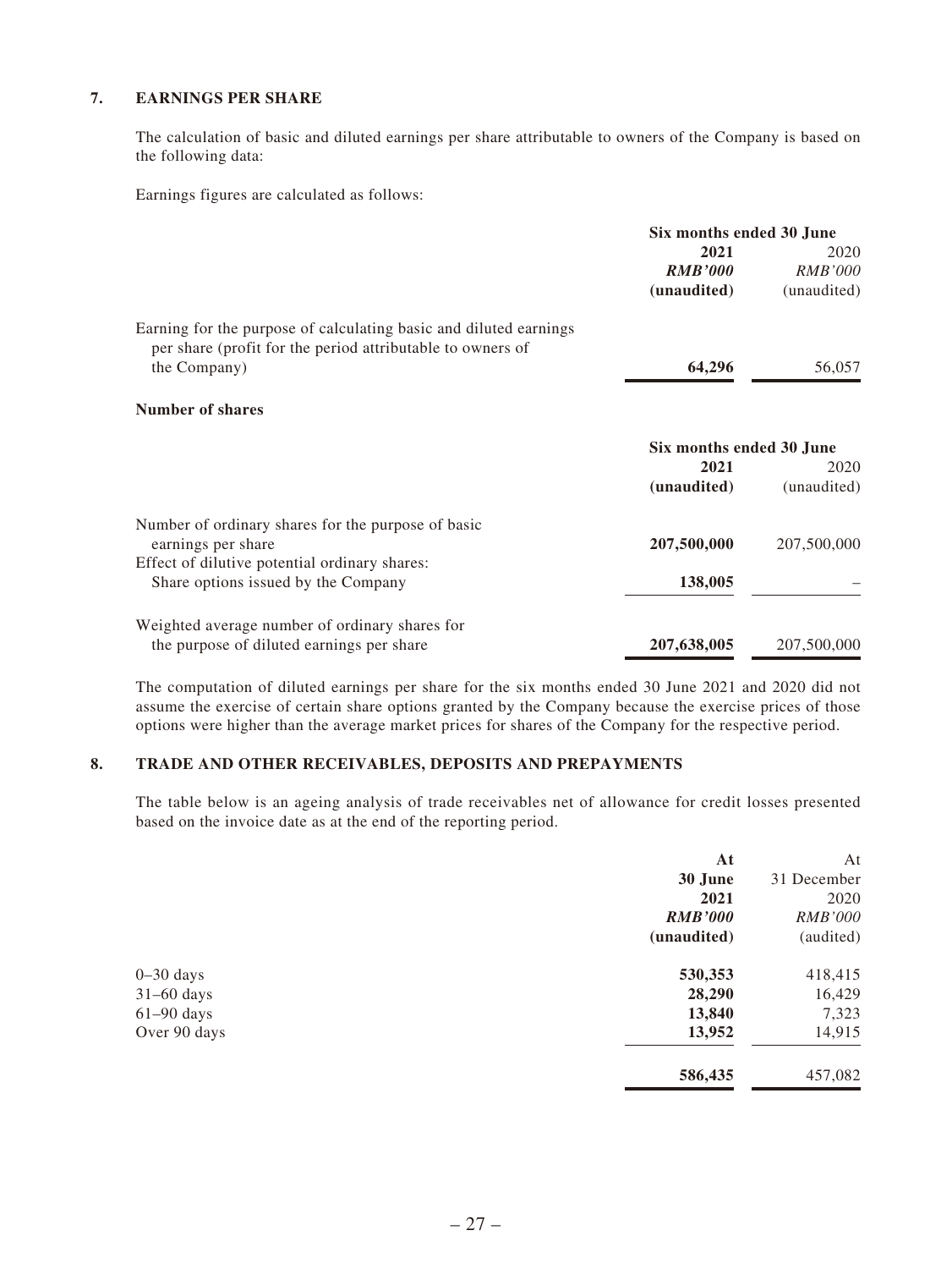## 7. EARNINGS PER SHARE

The calculation of basic and diluted earnings per share attributable to owners of the Company is based on the following data:

Earnings figures are calculated as follows:

| | Six months ended 30 June | |
|---|---|---|
| | **2021** | 2020 |
| | ***RMB'000*** | *RMB'000* |
| | **(unaudited)** | (unaudited) |
| Earning for the purpose of calculating basic and diluted earnings per share (profit for the period attributable to owners of the Company) | **64,296** | 56,057 |

**Number of shares**

| | Six months ended 30 June | |
|---|---|---|
| | **2021** | 2020 |
| | **(unaudited)** | (unaudited) |
| Number of ordinary shares for the purpose of basic earnings per share | **207,500,000** | 207,500,000 |
| Effect of dilutive potential ordinary shares: | | |
| Share options issued by the Company | **138,005** | – |
| Weighted average number of ordinary shares for the purpose of diluted earnings per share | **207,638,005** | 207,500,000 |

The computation of diluted earnings per share for the six months ended 30 June 2021 and 2020 did not assume the exercise of certain share options granted by the Company because the exercise prices of those options were higher than the average market prices for shares of the Company for the respective period.

## 8. TRADE AND OTHER RECEIVABLES, DEPOSITS AND PREPAYMENTS

The table below is an ageing analysis of trade receivables net of allowance for credit losses presented based on the invoice date as at the end of the reporting period.

| | **At 30 June 2021** | At 31 December 2020 |
|---|---|---|
| | ***RMB'000*** | *RMB'000* |
| | **(unaudited)** | (audited) |
| 0–30 days | **530,353** | 418,415 |
| 31–60 days | **28,290** | 16,429 |
| 61–90 days | **13,840** | 7,323 |
| Over 90 days | **13,952** | 14,915 |
| | **586,435** | 457,082 |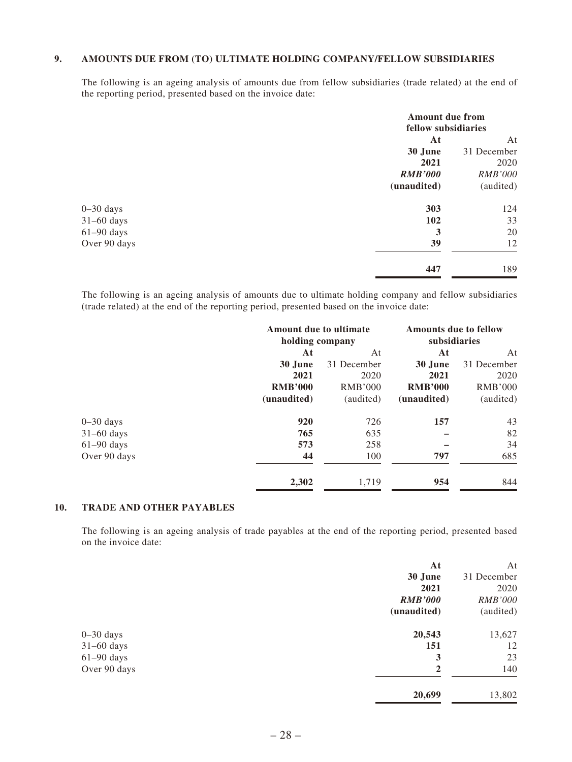## 9. AMOUNTS DUE FROM (TO) ULTIMATE HOLDING COMPANY/FELLOW SUBSIDIARIES

The following is an ageing analysis of amounts due from fellow subsidiaries (trade related) at the end of the reporting period, presented based on the invoice date:

| | Amount due from fellow subsidiaries | |
|---|---|---|
| | **At 30 June 2021** | At 31 December 2020 |
| | ***RMB'000*** | *RMB'000* |
| | **(unaudited)** | (audited) |
| 0–30 days | **303** | 124 |
| 31–60 days | **102** | 33 |
| 61–90 days | **3** | 20 |
| Over 90 days | **39** | 12 |
| | **447** | 189 |

The following is an ageing analysis of amounts due to ultimate holding company and fellow subsidiaries (trade related) at the end of the reporting period, presented based on the invoice date:

| | Amount due to ultimate holding company | | Amounts due to fellow subsidiaries | |
|---|---|---|---|---|
| | **At 30 June 2021** | At 31 December 2020 | **At 30 June 2021** | At 31 December 2020 |
| | **RMB'000** | RMB'000 | **RMB'000** | RMB'000 |
| | **(unaudited)** | (audited) | **(unaudited)** | (audited) |
| 0–30 days | **920** | 726 | **157** | 43 |
| 31–60 days | **765** | 635 | **–** | 82 |
| 61–90 days | **573** | 258 | **–** | 34 |
| Over 90 days | **44** | 100 | **797** | 685 |
| | **2,302** | 1,719 | **954** | 844 |

## 10. TRADE AND OTHER PAYABLES

The following is an ageing analysis of trade payables at the end of the reporting period, presented based on the invoice date:

| | **At 30 June 2021** | At 31 December 2020 |
|---|---|---|
| | ***RMB'000*** | *RMB'000* |
| | **(unaudited)** | (audited) |
| 0–30 days | **20,543** | 13,627 |
| 31–60 days | **151** | 12 |
| 61–90 days | **3** | 23 |
| Over 90 days | **2** | 140 |
| | **20,699** | 13,802 |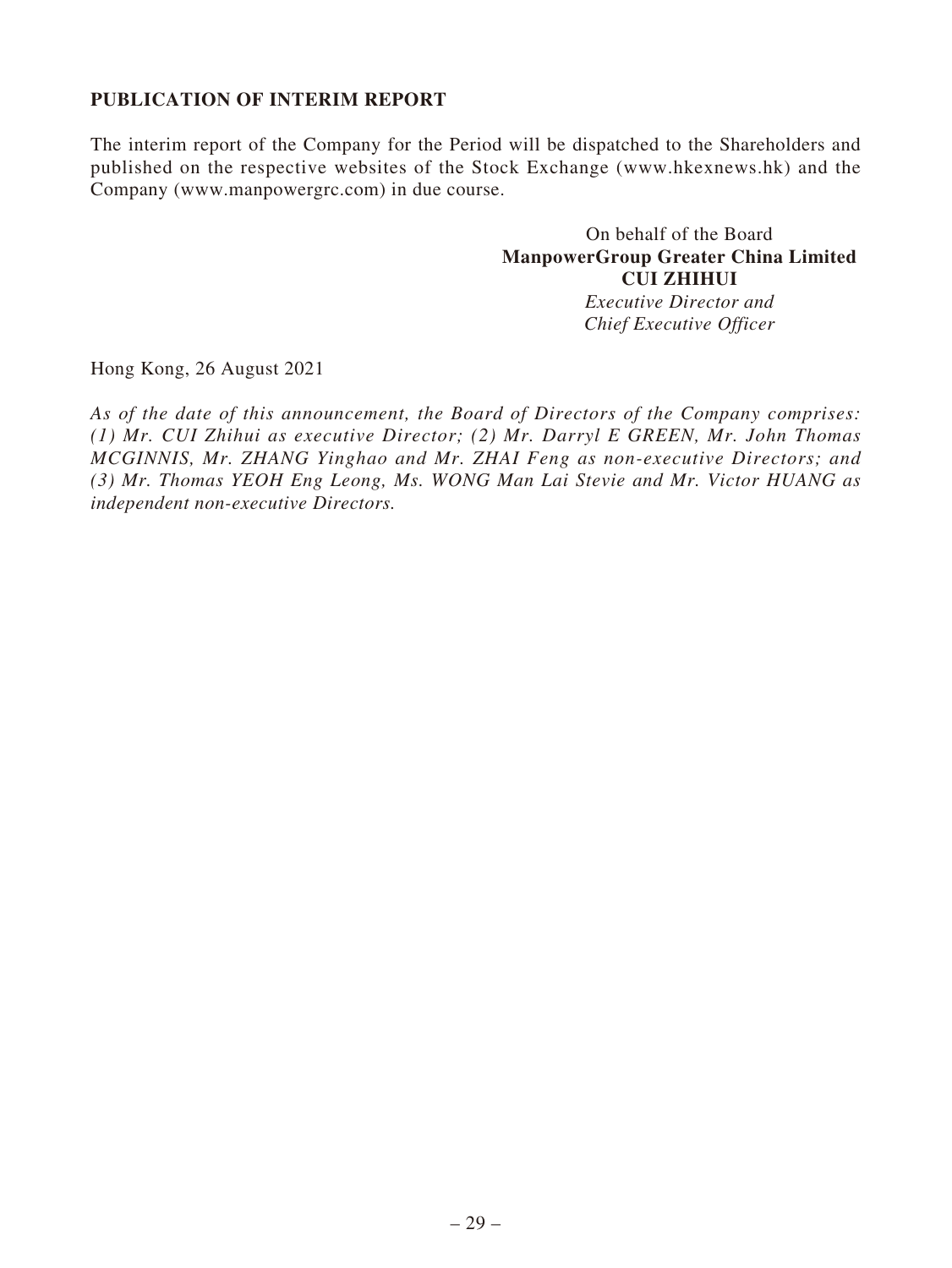## PUBLICATION OF INTERIM REPORT

The interim report of the Company for the Period will be dispatched to the Shareholders and published on the respective websites of the Stock Exchange (www.hkexnews.hk) and the Company (www.manpowergrc.com) in due course.

On behalf of the Board
**ManpowerGroup Greater China Limited**
**CUI ZHIHUI**
*Executive Director and*
*Chief Executive Officer*

Hong Kong, 26 August 2021

*As of the date of this announcement, the Board of Directors of the Company comprises: (1) Mr. CUI Zhihui as executive Director; (2) Mr. Darryl E GREEN, Mr. John Thomas MCGINNIS, Mr. ZHANG Yinghao and Mr. ZHAI Feng as non-executive Directors; and (3) Mr. Thomas YEOH Eng Leong, Ms. WONG Man Lai Stevie and Mr. Victor HUANG as independent non-executive Directors.*